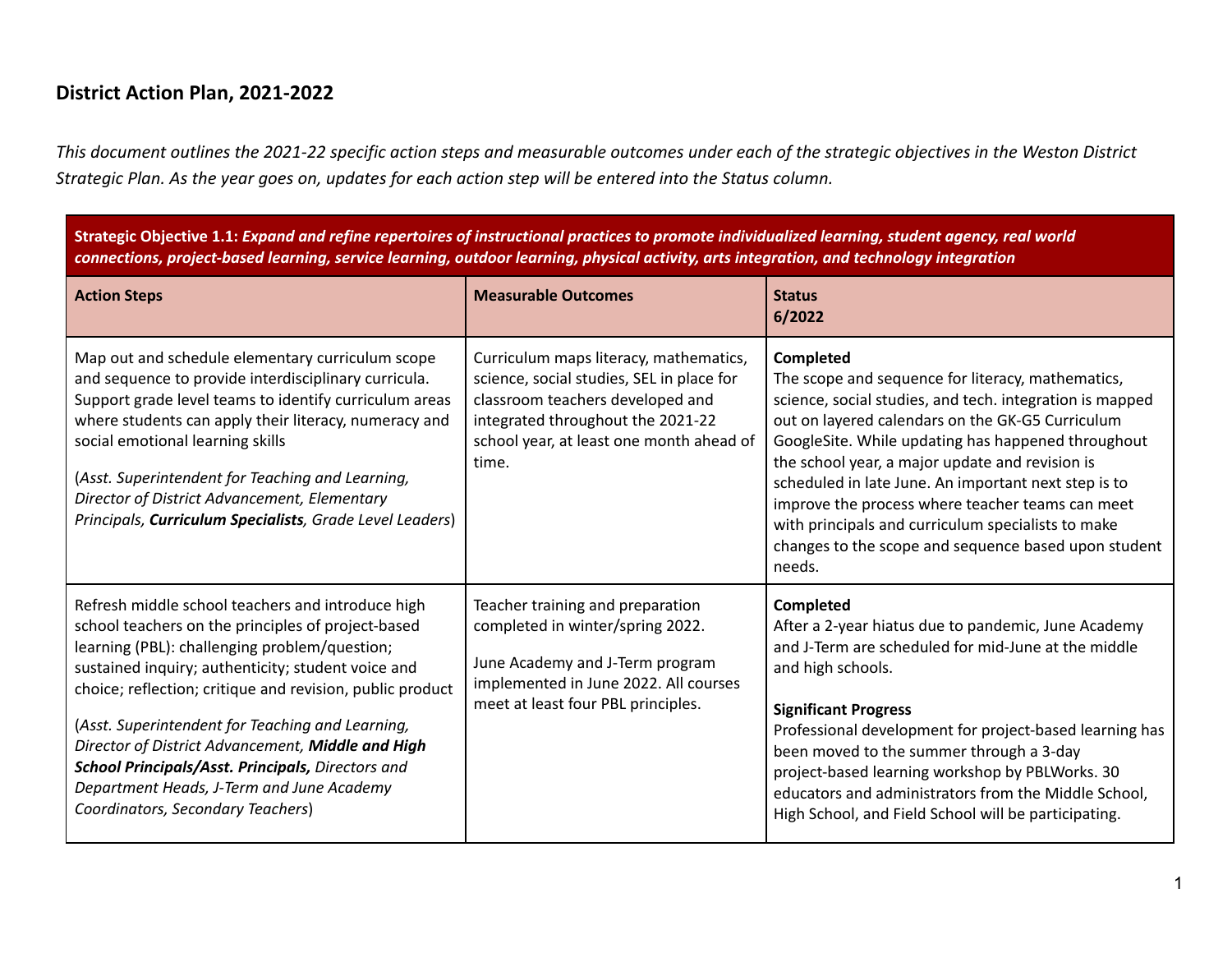## District Action Plan, 2021-2022

*This document outlines the 2021-22 specific action steps and measurable outcomes under each of the strategic objectives in the Weston District Strategic Plan. As the year goes on, updates for each action step will be entered into the Status column.*

| **Strategic Objective 1.1:** ***Expand and refine repertoires of instructional practices to promote individualized learning, student agency, real world connections, project-based learning, service learning, outdoor learning, physical activity, arts integration, and technology integration*** | | |
|---|---|---|
| **Action Steps** | **Measurable Outcomes** | **Status 6/2022** |
| Map out and schedule elementary curriculum scope and sequence to provide interdisciplinary curricula. Support grade level teams to identify curriculum areas where students can apply their literacy, numeracy and social emotional learning skills<br><br>(*Asst. Superintendent for Teaching and Learning, Director of District Advancement, Elementary Principals, **Curriculum Specialists**, Grade Level Leaders*) | Curriculum maps literacy, mathematics, science, social studies, SEL in place for classroom teachers developed and integrated throughout the 2021-22 school year, at least one month ahead of time. | **Completed**<br>The scope and sequence for literacy, mathematics, science, social studies, and tech. integration is mapped out on layered calendars on the GK-G5 Curriculum GoogleSite. While updating has happened throughout the school year, a major update and revision is scheduled in late June. An important next step is to improve the process where teacher teams can meet with principals and curriculum specialists to make changes to the scope and sequence based upon student needs. |
| Refresh middle school teachers and introduce high school teachers on the principles of project-based learning (PBL): challenging problem/question; sustained inquiry; authenticity; student voice and choice; reflection; critique and revision, public product<br><br>(*Asst. Superintendent for Teaching and Learning, Director of District Advancement, **Middle and High School Principals/Asst. Principals,** Directors and Department Heads, J-Term and June Academy Coordinators, Secondary Teachers*) | Teacher training and preparation completed in winter/spring 2022.<br><br>June Academy and J-Term program implemented in June 2022. All courses meet at least four PBL principles. | **Completed**<br>After a 2-year hiatus due to pandemic, June Academy and J-Term are scheduled for mid-June at the middle and high schools.<br><br>**Significant Progress**<br>Professional development for project-based learning has been moved to the summer through a 3-day project-based learning workshop by PBLWorks. 30 educators and administrators from the Middle School, High School, and Field School will be participating. |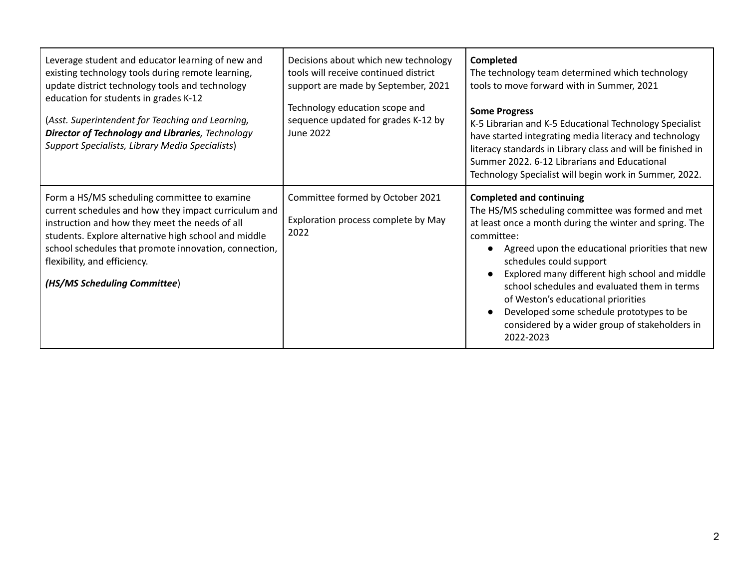| | | |
|---|---|---|
| Leverage student and educator learning of new and existing technology tools during remote learning, update district technology tools and technology education for students in grades K-12<br><br>(*Asst. Superintendent for Teaching and Learning, **Director of Technology and Libraries**, Technology Support Specialists, Library Media Specialists*) | Decisions about which new technology tools will receive continued district support are made by September, 2021<br><br>Technology education scope and sequence updated for grades K-12 by June 2022 | **Completed**<br>The technology team determined which technology tools to move forward with in Summer, 2021<br><br>**Some Progress**<br>K-5 Librarian and K-5 Educational Technology Specialist have started integrating media literacy and technology literacy standards in Library class and will be finished in Summer 2022. 6-12 Librarians and Educational Technology Specialist will begin work in Summer, 2022. |
| Form a HS/MS scheduling committee to examine current schedules and how they impact curriculum and instruction and how they meet the needs of all students. Explore alternative high school and middle school schedules that promote innovation, connection, flexibility, and efficiency.<br><br>***(HS/MS Scheduling Committee*** ) | Committee formed by October 2021<br><br>Exploration process complete by May 2022 | **Completed and continuing**<br>The HS/MS scheduling committee was formed and met at least once a month during the winter and spring. The committee:<br>● Agreed upon the educational priorities that new schedules could support<br>● Explored many different high school and middle school schedules and evaluated them in terms of Weston's educational priorities<br>● Developed some schedule prototypes to be considered by a wider group of stakeholders in 2022-2023 |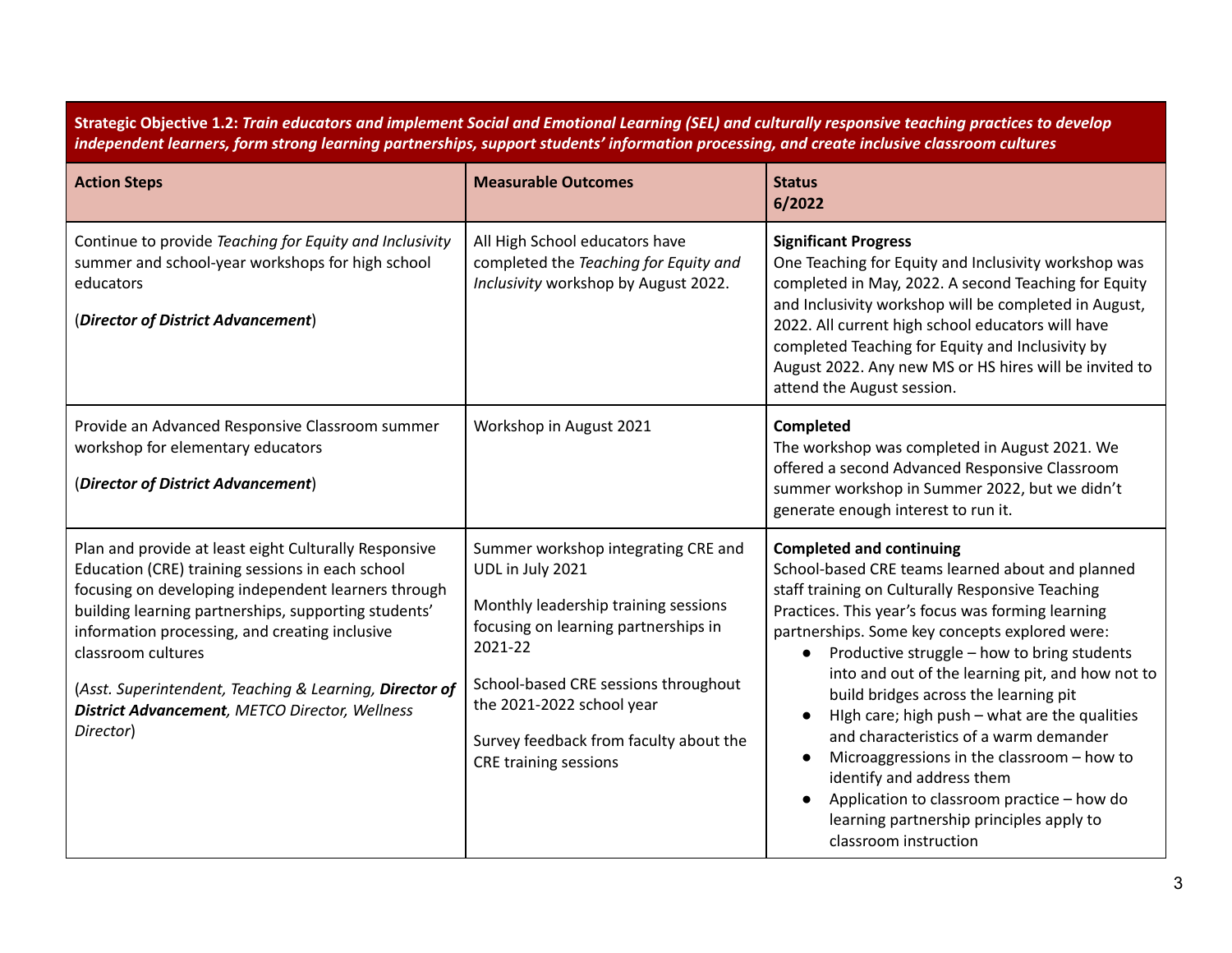| **Strategic Objective 1.2:** ***Train educators and implement Social and Emotional Learning (SEL) and culturally responsive teaching practices to develop independent learners, form strong learning partnerships, support students' information processing, and create inclusive classroom cultures*** | | |
|---|---|---|
| **Action Steps** | **Measurable Outcomes** | **Status 6/2022** |
| Continue to provide *Teaching for Equity and Inclusivity* summer and school-year workshops for high school educators<br><br>(***Director of District Advancement***) | All High School educators have completed the *Teaching for Equity and Inclusivity* workshop by August 2022. | **Significant Progress**<br>One Teaching for Equity and Inclusivity workshop was completed in May, 2022. A second Teaching for Equity and Inclusivity workshop will be completed in August, 2022. All current high school educators will have completed Teaching for Equity and Inclusivity by August 2022. Any new MS or HS hires will be invited to attend the August session. |
| Provide an Advanced Responsive Classroom summer workshop for elementary educators<br><br>(***Director of District Advancement***) | Workshop in August 2021 | **Completed**<br>The workshop was completed in August 2021. We offered a second Advanced Responsive Classroom summer workshop in Summer 2022, but we didn't generate enough interest to run it. |
| Plan and provide at least eight Culturally Responsive Education (CRE) training sessions in each school focusing on developing independent learners through building learning partnerships, supporting students' information processing, and creating inclusive classroom cultures<br><br>(*Asst. Superintendent, Teaching & Learning,* ***Director of District Advancement****, METCO Director, Wellness Director*) | Summer workshop integrating CRE and UDL in July 2021<br><br>Monthly leadership training sessions focusing on learning partnerships in 2021-22<br><br>School-based CRE sessions throughout the 2021-2022 school year<br><br>Survey feedback from faculty about the CRE training sessions | **Completed and continuing**<br>School-based CRE teams learned about and planned staff training on Culturally Responsive Teaching Practices. This year's focus was forming learning partnerships. Some key concepts explored were:<br>● Productive struggle – how to bring students into and out of the learning pit, and how not to build bridges across the learning pit<br>● HIgh care; high push – what are the qualities and characteristics of a warm demander<br>● Microaggressions in the classroom – how to identify and address them<br>● Application to classroom practice – how do learning partnership principles apply to classroom instruction |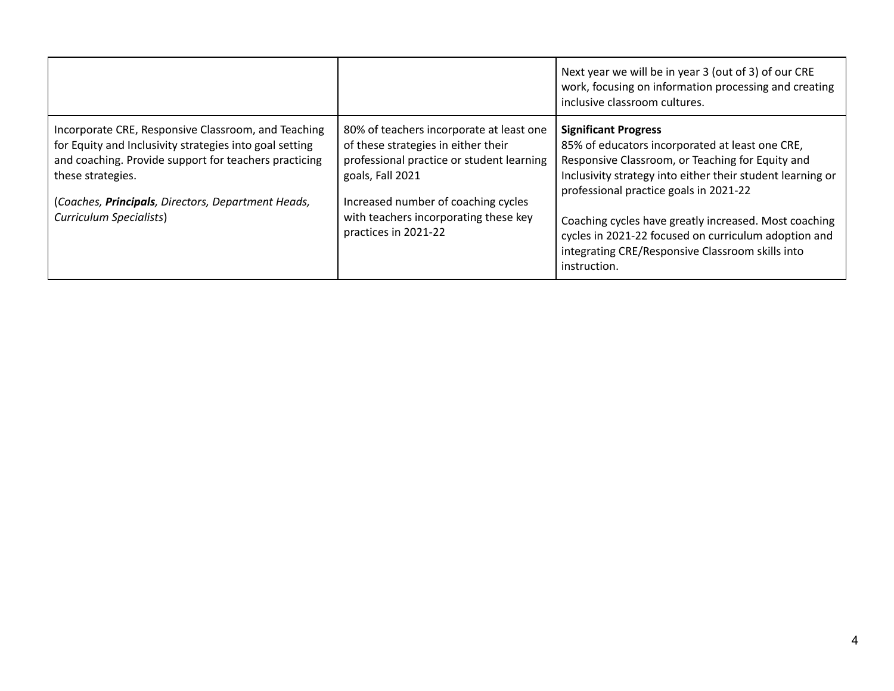| | | |
|---|---|---|
| | | Next year we will be in year 3 (out of 3) of our CRE work, focusing on information processing and creating inclusive classroom cultures. |
| Incorporate CRE, Responsive Classroom, and Teaching for Equity and Inclusivity strategies into goal setting and coaching. Provide support for teachers practicing these strategies.<br><br>(*Coaches, **Principals**, Directors, Department Heads, Curriculum Specialists*) | 80% of teachers incorporate at least one of these strategies in either their professional practice or student learning goals, Fall 2021<br><br>Increased number of coaching cycles with teachers incorporating these key practices in 2021-22 | **Significant Progress**<br>85% of educators incorporated at least one CRE, Responsive Classroom, or Teaching for Equity and Inclusivity strategy into either their student learning or professional practice goals in 2021-22<br><br>Coaching cycles have greatly increased. Most coaching cycles in 2021-22 focused on curriculum adoption and integrating CRE/Responsive Classroom skills into instruction. |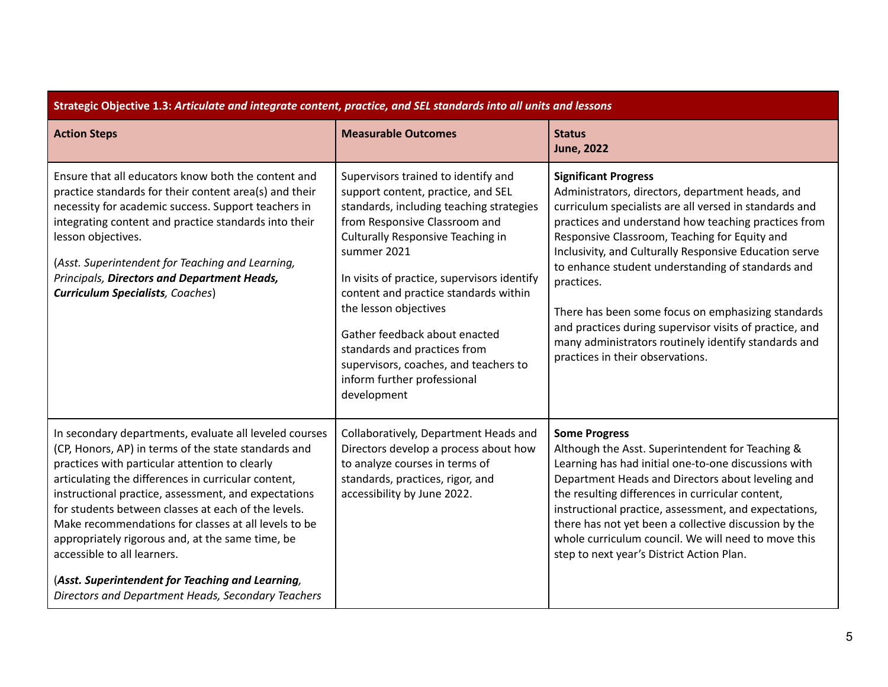| **Strategic Objective 1.3:** ***Articulate and integrate content, practice, and SEL standards into all units and lessons*** | | |
|---|---|---|
| **Action Steps** | **Measurable Outcomes** | **Status**<br>**June, 2022** |
| Ensure that all educators know both the content and practice standards for their content area(s) and their necessity for academic success. Support teachers in integrating content and practice standards into their lesson objectives.<br><br>(*Asst. Superintendent for Teaching and Learning, Principals,* ***Directors and Department Heads, Curriculum Specialists****, Coaches*) | Supervisors trained to identify and support content, practice, and SEL standards, including teaching strategies from Responsive Classroom and Culturally Responsive Teaching in summer 2021<br><br>In visits of practice, supervisors identify content and practice standards within the lesson objectives<br><br>Gather feedback about enacted standards and practices from supervisors, coaches, and teachers to inform further professional development | **Significant Progress**<br>Administrators, directors, department heads, and curriculum specialists are all versed in standards and practices and understand how teaching practices from Responsive Classroom, Teaching for Equity and Inclusivity, and Culturally Responsive Education serve to enhance student understanding of standards and practices.<br><br>There has been some focus on emphasizing standards and practices during supervisor visits of practice, and many administrators routinely identify standards and practices in their observations. |
| In secondary departments, evaluate all leveled courses (CP, Honors, AP) in terms of the state standards and practices with particular attention to clearly articulating the differences in curricular content, instructional practice, assessment, and expectations for students between classes at each of the levels. Make recommendations for classes at all levels to be appropriately rigorous and, at the same time, be accessible to all learners.<br><br>(***Asst. Superintendent for Teaching and Learning****, Directors and Department Heads, Secondary Teachers* | Collaboratively, Department Heads and Directors develop a process about how to analyze courses in terms of standards, practices, rigor, and accessibility by June 2022. | **Some Progress**<br>Although the Asst. Superintendent for Teaching & Learning has had initial one-to-one discussions with Department Heads and Directors about leveling and the resulting differences in curricular content, instructional practice, assessment, and expectations, there has not yet been a collective discussion by the whole curriculum council. We will need to move this step to next year's District Action Plan. |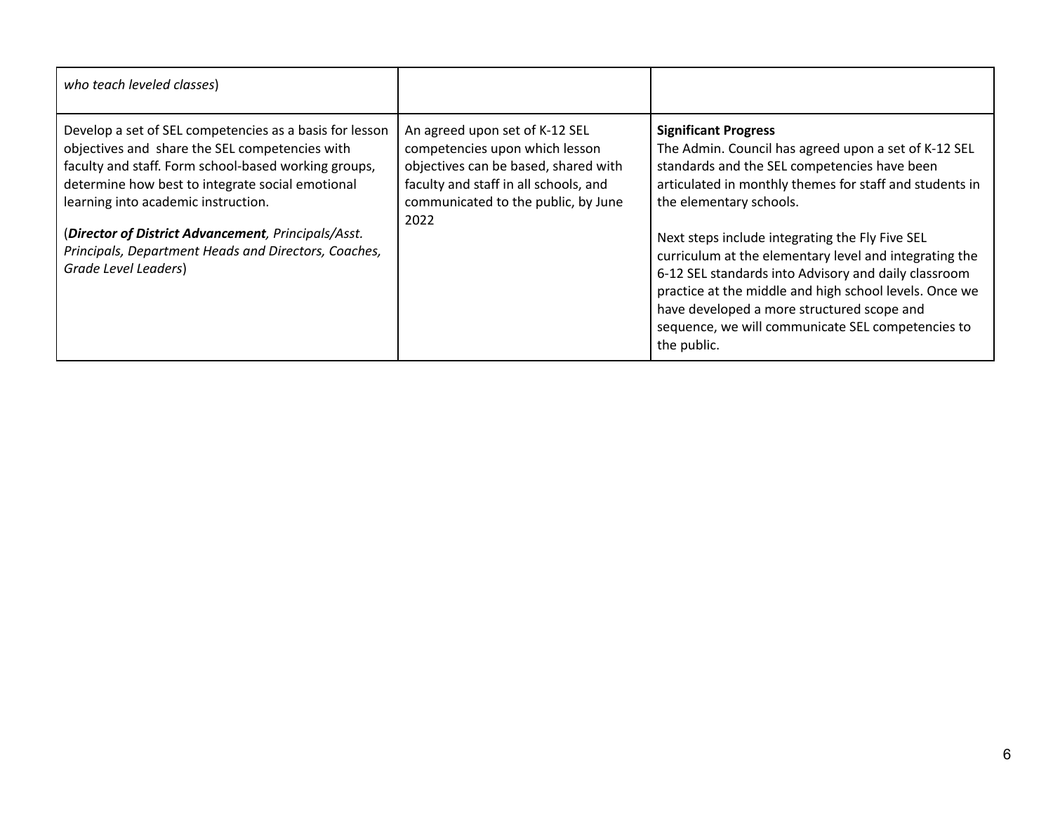| | | |
|---|---|---|
| *who teach leveled classes*) | | |
| Develop a set of SEL competencies as a basis for lesson objectives and share the SEL competencies with faculty and staff. Form school-based working groups, determine how best to integrate social emotional learning into academic instruction.<br><br>(***Director of District Advancement****, Principals/Asst. Principals, Department Heads and Directors, Coaches, Grade Level Leaders*) | An agreed upon set of K-12 SEL competencies upon which lesson objectives can be based, shared with faculty and staff in all schools, and communicated to the public, by June 2022 | **Significant Progress**<br>The Admin. Council has agreed upon a set of K-12 SEL standards and the SEL competencies have been articulated in monthly themes for staff and students in the elementary schools.<br><br>Next steps include integrating the Fly Five SEL curriculum at the elementary level and integrating the 6-12 SEL standards into Advisory and daily classroom practice at the middle and high school levels. Once we have developed a more structured scope and sequence, we will communicate SEL competencies to the public. |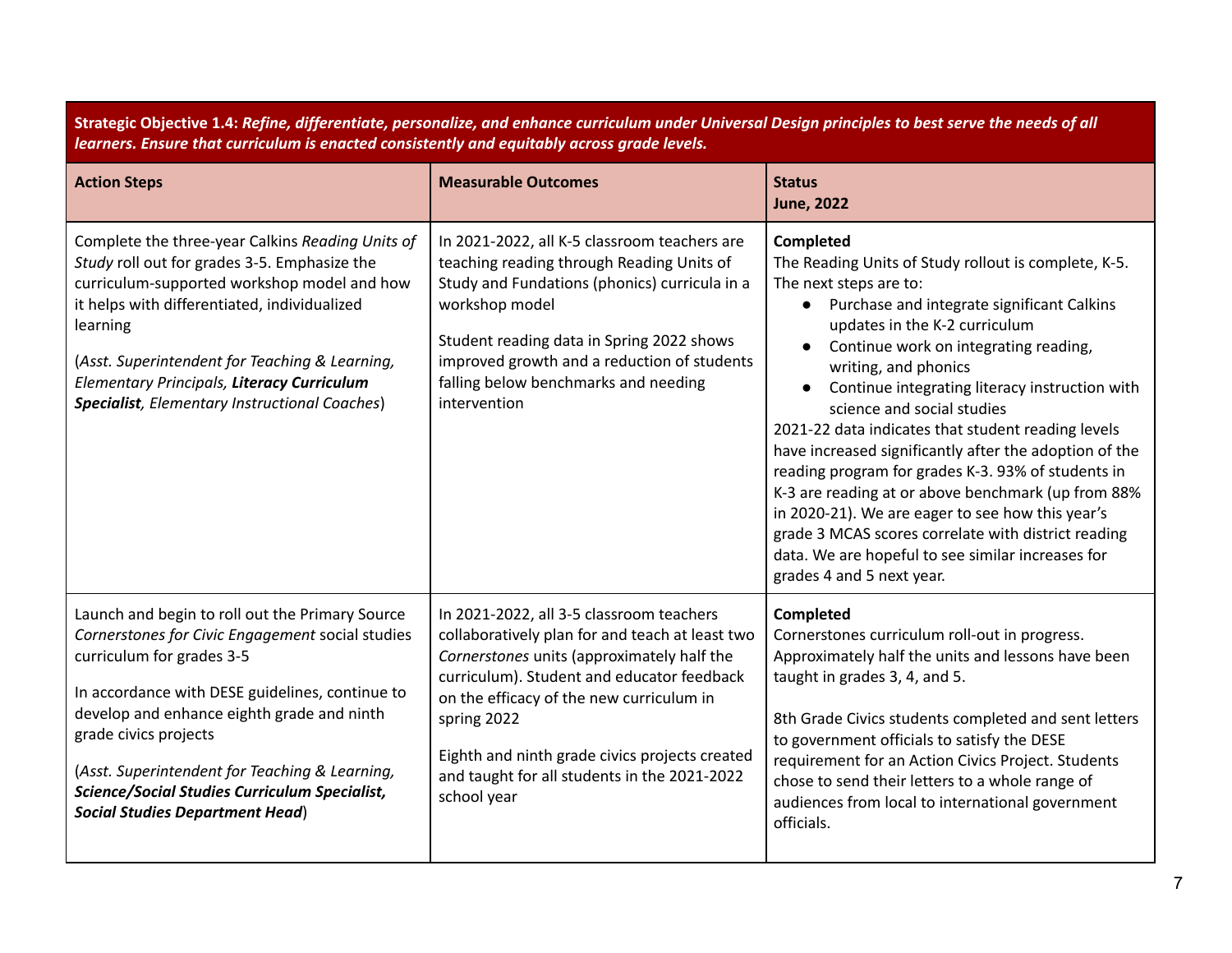| **Strategic Objective 1.4:** ***Refine, differentiate, personalize, and enhance curriculum under Universal Design principles to best serve the needs of all learners. Ensure that curriculum is enacted consistently and equitably across grade levels.*** | | |
|---|---|---|
| **Action Steps** | **Measurable Outcomes** | **Status**<br>**June, 2022** |
| Complete the three-year Calkins *Reading Units of Study* roll out for grades 3-5. Emphasize the curriculum-supported workshop model and how it helps with differentiated, individualized learning<br><br>(*Asst. Superintendent for Teaching & Learning, Elementary Principals,* ***Literacy Curriculum Specialist****, Elementary Instructional Coaches*) | In 2021-2022, all K-5 classroom teachers are teaching reading through Reading Units of Study and Fundations (phonics) curricula in a workshop model<br><br>Student reading data in Spring 2022 shows improved growth and a reduction of students falling below benchmarks and needing intervention | **Completed**<br>The Reading Units of Study rollout is complete, K-5. The next steps are to:<br>• Purchase and integrate significant Calkins updates in the K-2 curriculum<br>• Continue work on integrating reading, writing, and phonics<br>• Continue integrating literacy instruction with science and social studies<br>2021-22 data indicates that student reading levels have increased significantly after the adoption of the reading program for grades K-3. 93% of students in K-3 are reading at or above benchmark (up from 88% in 2020-21). We are eager to see how this year's grade 3 MCAS scores correlate with district reading data. We are hopeful to see similar increases for grades 4 and 5 next year. |
| Launch and begin to roll out the Primary Source *Cornerstones for Civic Engagement* social studies curriculum for grades 3-5<br><br>In accordance with DESE guidelines, continue to develop and enhance eighth grade and ninth grade civics projects<br><br>(*Asst. Superintendent for Teaching & Learning,* ***Science/Social Studies Curriculum Specialist, Social Studies Department Head***) | In 2021-2022, all 3-5 classroom teachers collaboratively plan for and teach at least two *Cornerstones* units (approximately half the curriculum). Student and educator feedback on the efficacy of the new curriculum in spring 2022<br><br>Eighth and ninth grade civics projects created and taught for all students in the 2021-2022 school year | **Completed**<br>Cornerstones curriculum roll-out in progress. Approximately half the units and lessons have been taught in grades 3, 4, and 5.<br><br>8th Grade Civics students completed and sent letters to government officials to satisfy the DESE requirement for an Action Civics Project. Students chose to send their letters to a whole range of audiences from local to international government officials. |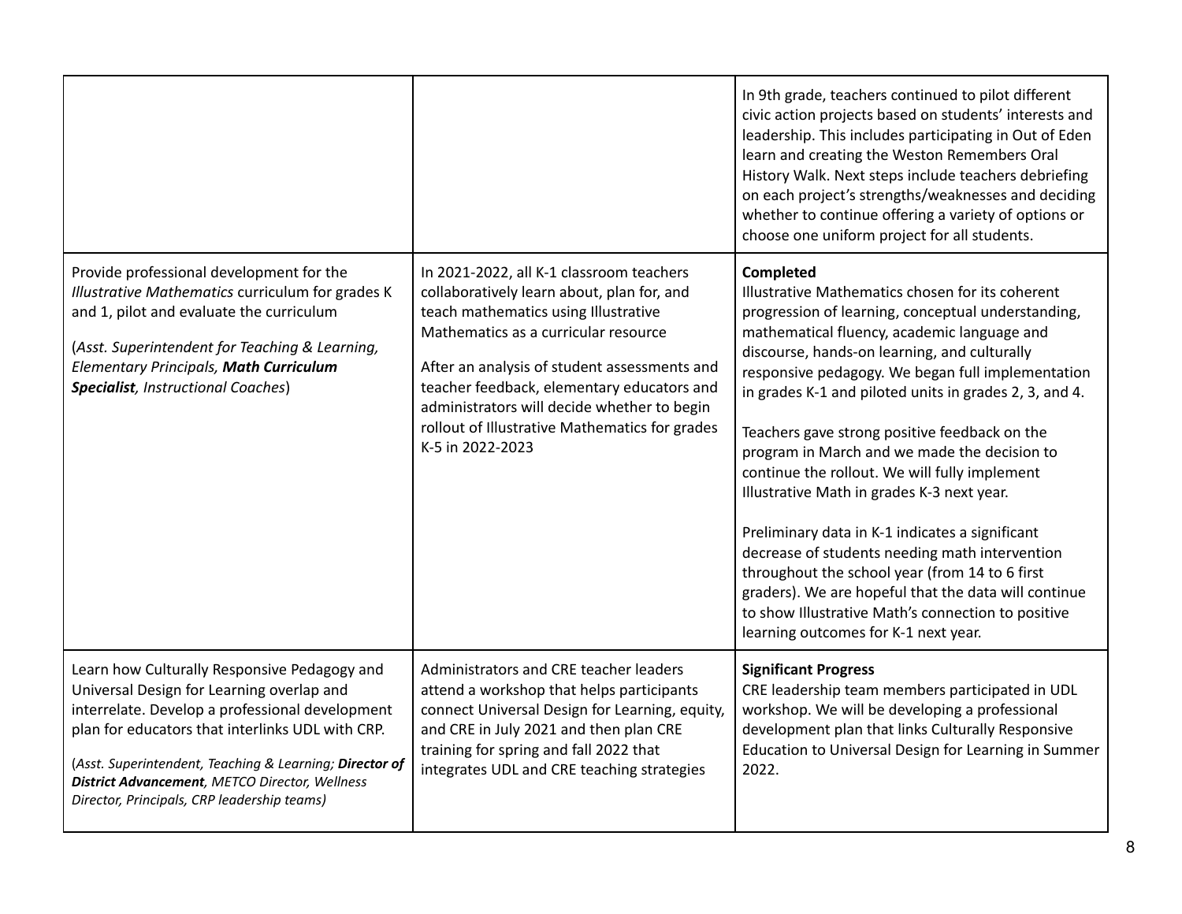| | | |
|---|---|---|
| | | In 9th grade, teachers continued to pilot different civic action projects based on students' interests and leadership. This includes participating in Out of Eden learn and creating the Weston Remembers Oral History Walk. Next steps include teachers debriefing on each project's strengths/weaknesses and deciding whether to continue offering a variety of options or choose one uniform project for all students. |
| Provide professional development for the *Illustrative Mathematics* curriculum for grades K and 1, pilot and evaluate the curriculum<br><br>(*Asst. Superintendent for Teaching & Learning, Elementary Principals,* ***Math Curriculum Specialist****, Instructional Coaches*) | In 2021-2022, all K-1 classroom teachers collaboratively learn about, plan for, and teach mathematics using Illustrative Mathematics as a curricular resource<br><br>After an analysis of student assessments and teacher feedback, elementary educators and administrators will decide whether to begin rollout of Illustrative Mathematics for grades K-5 in 2022-2023 | **Completed**<br>Illustrative Mathematics chosen for its coherent progression of learning, conceptual understanding, mathematical fluency, academic language and discourse, hands-on learning, and culturally responsive pedagogy. We began full implementation in grades K-1 and piloted units in grades 2, 3, and 4.<br><br>Teachers gave strong positive feedback on the program in March and we made the decision to continue the rollout. We will fully implement Illustrative Math in grades K-3 next year.<br><br>Preliminary data in K-1 indicates a significant decrease of students needing math intervention throughout the school year (from 14 to 6 first graders). We are hopeful that the data will continue to show Illustrative Math's connection to positive learning outcomes for K-1 next year. |
| Learn how Culturally Responsive Pedagogy and Universal Design for Learning overlap and interrelate. Develop a professional development plan for educators that interlinks UDL with CRP.<br><br>(*Asst. Superintendent, Teaching & Learning;* ***Director of District Advancement****, METCO Director, Wellness Director, Principals, CRP leadership teams)* | Administrators and CRE teacher leaders attend a workshop that helps participants connect Universal Design for Learning, equity, and CRE in July 2021 and then plan CRE training for spring and fall 2022 that integrates UDL and CRE teaching strategies | **Significant Progress**<br>CRE leadership team members participated in UDL workshop. We will be developing a professional development plan that links Culturally Responsive Education to Universal Design for Learning in Summer 2022. |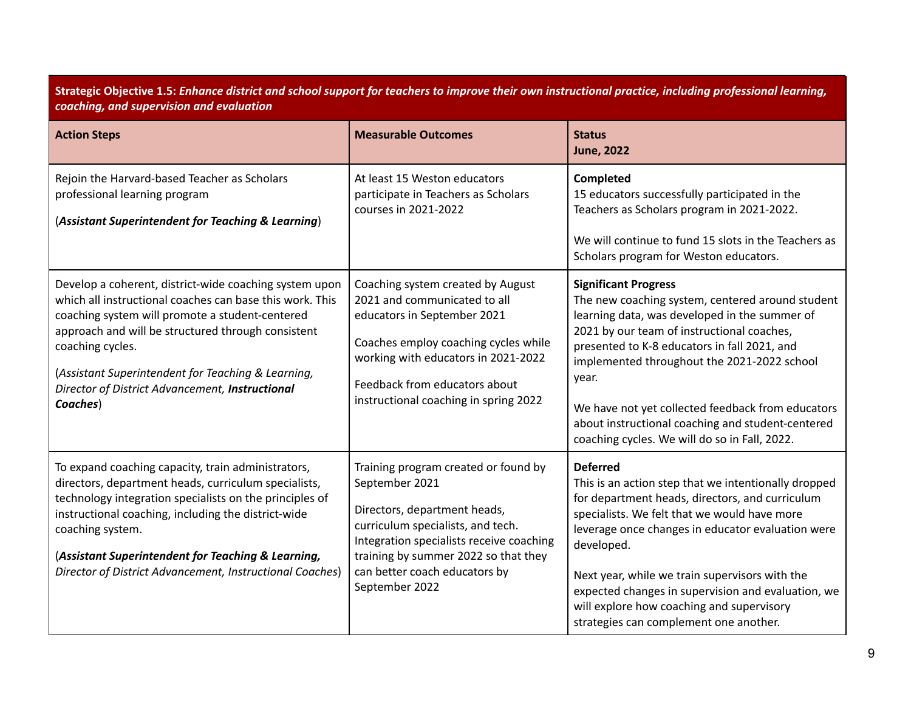| **Strategic Objective 1.5:** ***Enhance district and school support for teachers to improve their own instructional practice, including professional learning, coaching, and supervision and evaluation*** | | |
|---|---|---|
| **Action Steps** | **Measurable Outcomes** | **Status<br>June, 2022** |
| Rejoin the Harvard-based Teacher as Scholars professional learning program<br><br>(***Assistant Superintendent for Teaching & Learning***) | At least 15 Weston educators participate in Teachers as Scholars courses in 2021-2022 | **Completed**<br>15 educators successfully participated in the Teachers as Scholars program in 2021-2022.<br><br>We will continue to fund 15 slots in the Teachers as Scholars program for Weston educators. |
| Develop a coherent, district-wide coaching system upon which all instructional coaches can base this work. This coaching system will promote a student-centered approach and will be structured through consistent coaching cycles.<br><br>(*Assistant Superintendent for Teaching & Learning, Director of District Advancement,* ***Instructional Coaches***) | Coaching system created by August 2021 and communicated to all educators in September 2021<br><br>Coaches employ coaching cycles while working with educators in 2021-2022<br><br>Feedback from educators about instructional coaching in spring 2022 | **Significant Progress**<br>The new coaching system, centered around student learning data, was developed in the summer of 2021 by our team of instructional coaches, presented to K-8 educators in fall 2021, and implemented throughout the 2021-2022 school year.<br><br>We have not yet collected feedback from educators about instructional coaching and student-centered coaching cycles. We will do so in Fall, 2022. |
| To expand coaching capacity, train administrators, directors, department heads, curriculum specialists, technology integration specialists on the principles of instructional coaching, including the district-wide coaching system.<br><br>(***Assistant Superintendent for Teaching & Learning,*** *Director of District Advancement, Instructional Coaches*) | Training program created or found by September 2021<br><br>Directors, department heads, curriculum specialists, and tech. Integration specialists receive coaching training by summer 2022 so that they can better coach educators by September 2022 | **Deferred**<br>This is an action step that we intentionally dropped for department heads, directors, and curriculum specialists. We felt that we would have more leverage once changes in educator evaluation were developed.<br><br>Next year, while we train supervisors with the expected changes in supervision and evaluation, we will explore how coaching and supervisory strategies can complement one another. |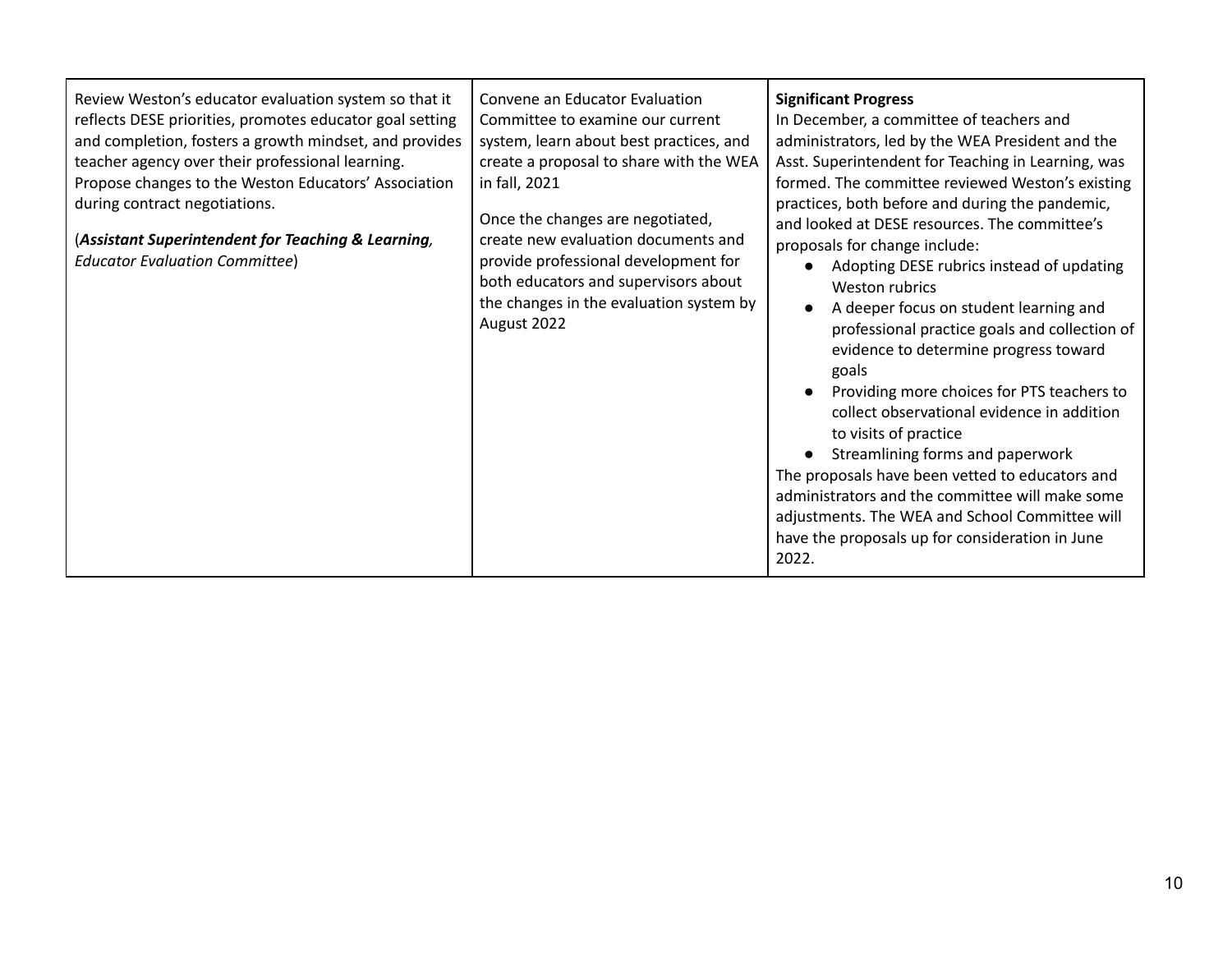| | | |
|---|---|---|
| Review Weston's educator evaluation system so that it reflects DESE priorities, promotes educator goal setting and completion, fosters a growth mindset, and provides teacher agency over their professional learning. Propose changes to the Weston Educators' Association during contract negotiations.<br><br>(***Assistant Superintendent for Teaching & Learning****,* *Educator Evaluation Committee*) | Convene an Educator Evaluation Committee to examine our current system, learn about best practices, and create a proposal to share with the WEA in fall, 2021<br><br>Once the changes are negotiated, create new evaluation documents and provide professional development for both educators and supervisors about the changes in the evaluation system by August 2022 | **Significant Progress**<br>In December, a committee of teachers and administrators, led by the WEA President and the Asst. Superintendent for Teaching in Learning, was formed. The committee reviewed Weston's existing practices, both before and during the pandemic, and looked at DESE resources. The committee's proposals for change include:<br>● Adopting DESE rubrics instead of updating Weston rubrics<br>● A deeper focus on student learning and professional practice goals and collection of evidence to determine progress toward goals<br>● Providing more choices for PTS teachers to collect observational evidence in addition to visits of practice<br>● Streamlining forms and paperwork<br>The proposals have been vetted to educators and administrators and the committee will make some adjustments. The WEA and School Committee will have the proposals up for consideration in June 2022. |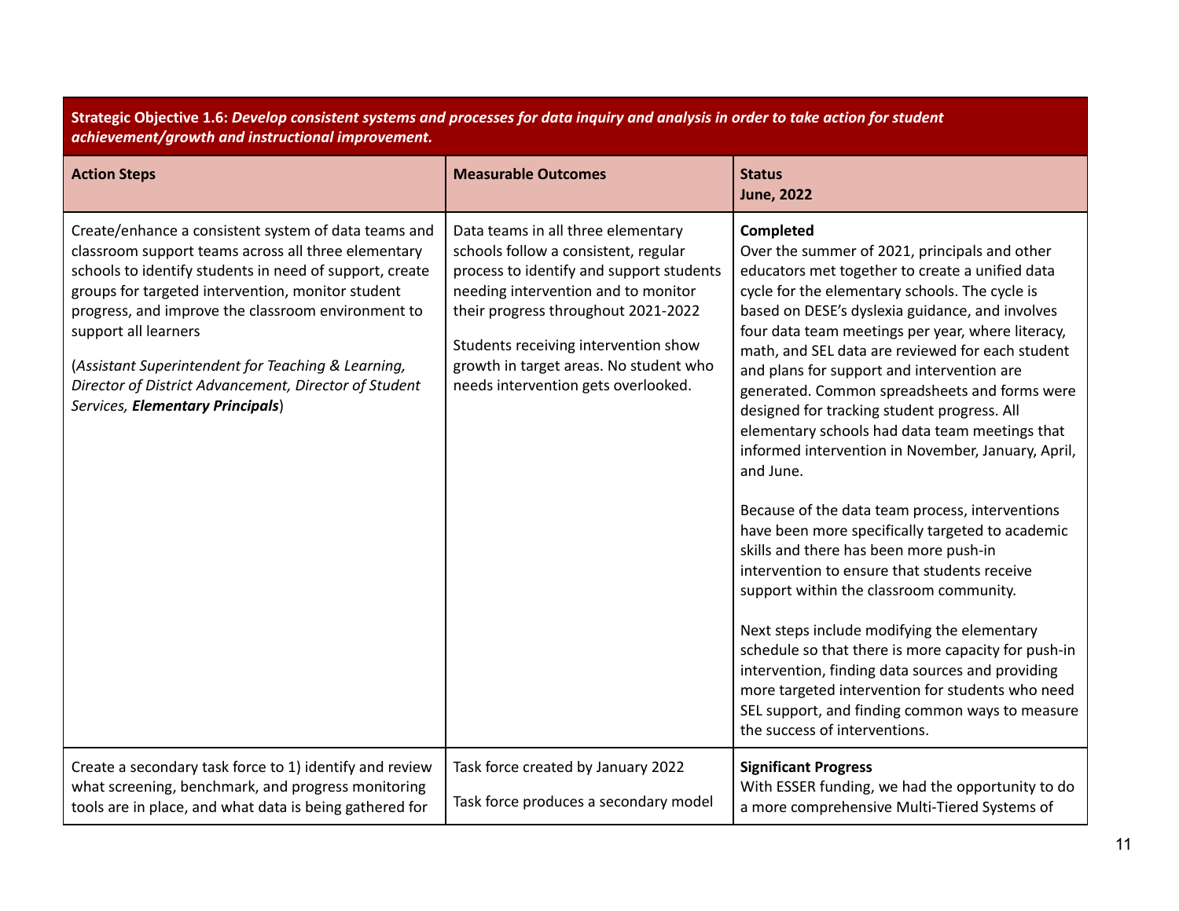| **Strategic Objective 1.6:** ***Develop consistent systems and processes for data inquiry and analysis in order to take action for student achievement/growth and instructional improvement.*** | | |
|---|---|---|
| **Action Steps** | **Measurable Outcomes** | **Status**<br>**June, 2022** |
| Create/enhance a consistent system of data teams and classroom support teams across all three elementary schools to identify students in need of support, create groups for targeted intervention, monitor student progress, and improve the classroom environment to support all learners<br><br>(*Assistant Superintendent for Teaching & Learning, Director of District Advancement, Director of Student Services,* ***Elementary Principals***) | Data teams in all three elementary schools follow a consistent, regular process to identify and support students needing intervention and to monitor their progress throughout 2021-2022<br><br>Students receiving intervention show growth in target areas. No student who needs intervention gets overlooked. | **Completed**<br>Over the summer of 2021, principals and other educators met together to create a unified data cycle for the elementary schools. The cycle is based on DESE's dyslexia guidance, and involves four data team meetings per year, where literacy, math, and SEL data are reviewed for each student and plans for support and intervention are generated. Common spreadsheets and forms were designed for tracking student progress. All elementary schools had data team meetings that informed intervention in November, January, April, and June.<br><br>Because of the data team process, interventions have been more specifically targeted to academic skills and there has been more push-in intervention to ensure that students receive support within the classroom community.<br><br>Next steps include modifying the elementary schedule so that there is more capacity for push-in intervention, finding data sources and providing more targeted intervention for students who need SEL support, and finding common ways to measure the success of interventions. |
| Create a secondary task force to 1) identify and review what screening, benchmark, and progress monitoring tools are in place, and what data is being gathered for | Task force created by January 2022<br><br>Task force produces a secondary model | **Significant Progress**<br>With ESSER funding, we had the opportunity to do a more comprehensive Multi-Tiered Systems of |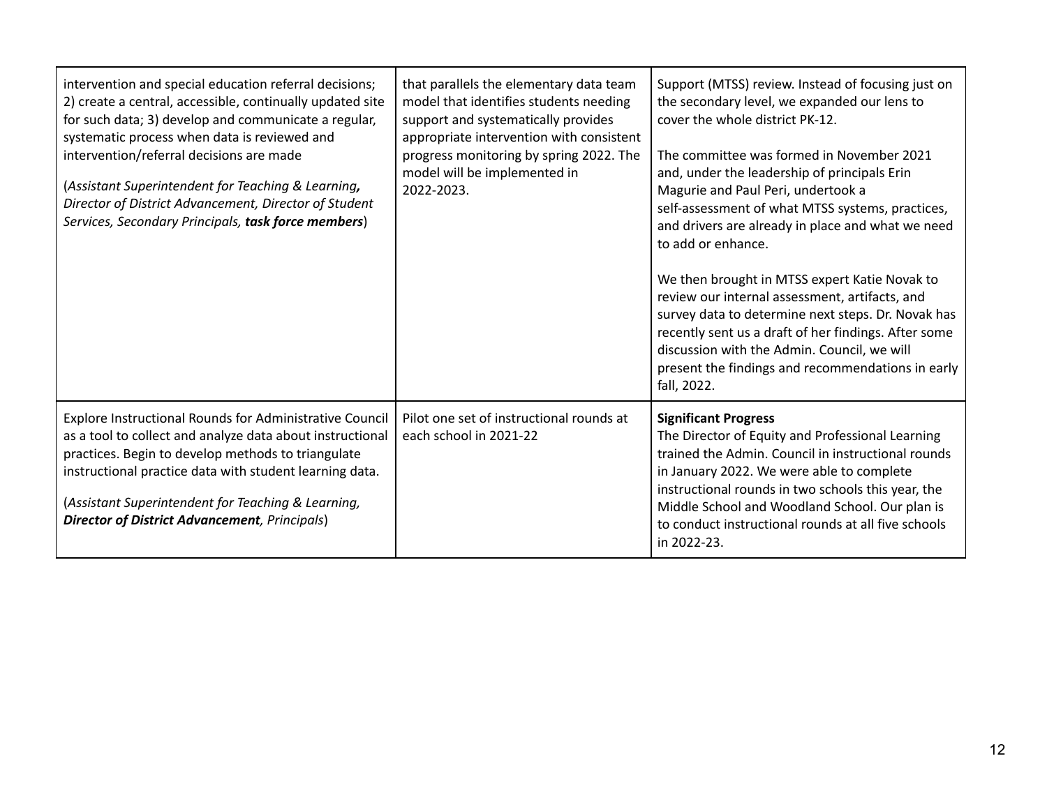| | | |
|---|---|---|
| intervention and special education referral decisions; 2) create a central, accessible, continually updated site for such data; 3) develop and communicate a regular, systematic process when data is reviewed and intervention/referral decisions are made<br><br>(*Assistant Superintendent for Teaching & Learning**,** Director of District Advancement, Director of Student Services, Secondary Principals, **task force members***) | that parallels the elementary data team model that identifies students needing support and systematically provides appropriate intervention with consistent progress monitoring by spring 2022. The model will be implemented in 2022-2023. | Support (MTSS) review. Instead of focusing just on the secondary level, we expanded our lens to cover the whole district PK-12.<br><br>The committee was formed in November 2021 and, under the leadership of principals Erin Magurie and Paul Peri, undertook a self-assessment of what MTSS systems, practices, and drivers are already in place and what we need to add or enhance.<br><br>We then brought in MTSS expert Katie Novak to review our internal assessment, artifacts, and survey data to determine next steps. Dr. Novak has recently sent us a draft of her findings. After some discussion with the Admin. Council, we will present the findings and recommendations in early fall, 2022. |
| Explore Instructional Rounds for Administrative Council as a tool to collect and analyze data about instructional practices. Begin to develop methods to triangulate instructional practice data with student learning data.<br><br>(*Assistant Superintendent for Teaching & Learning, **Director of District Advancement**, Principals*) | Pilot one set of instructional rounds at each school in 2021-22 | **Significant Progress**<br>The Director of Equity and Professional Learning trained the Admin. Council in instructional rounds in January 2022. We were able to complete instructional rounds in two schools this year, the Middle School and Woodland School. Our plan is to conduct instructional rounds at all five schools in 2022-23. |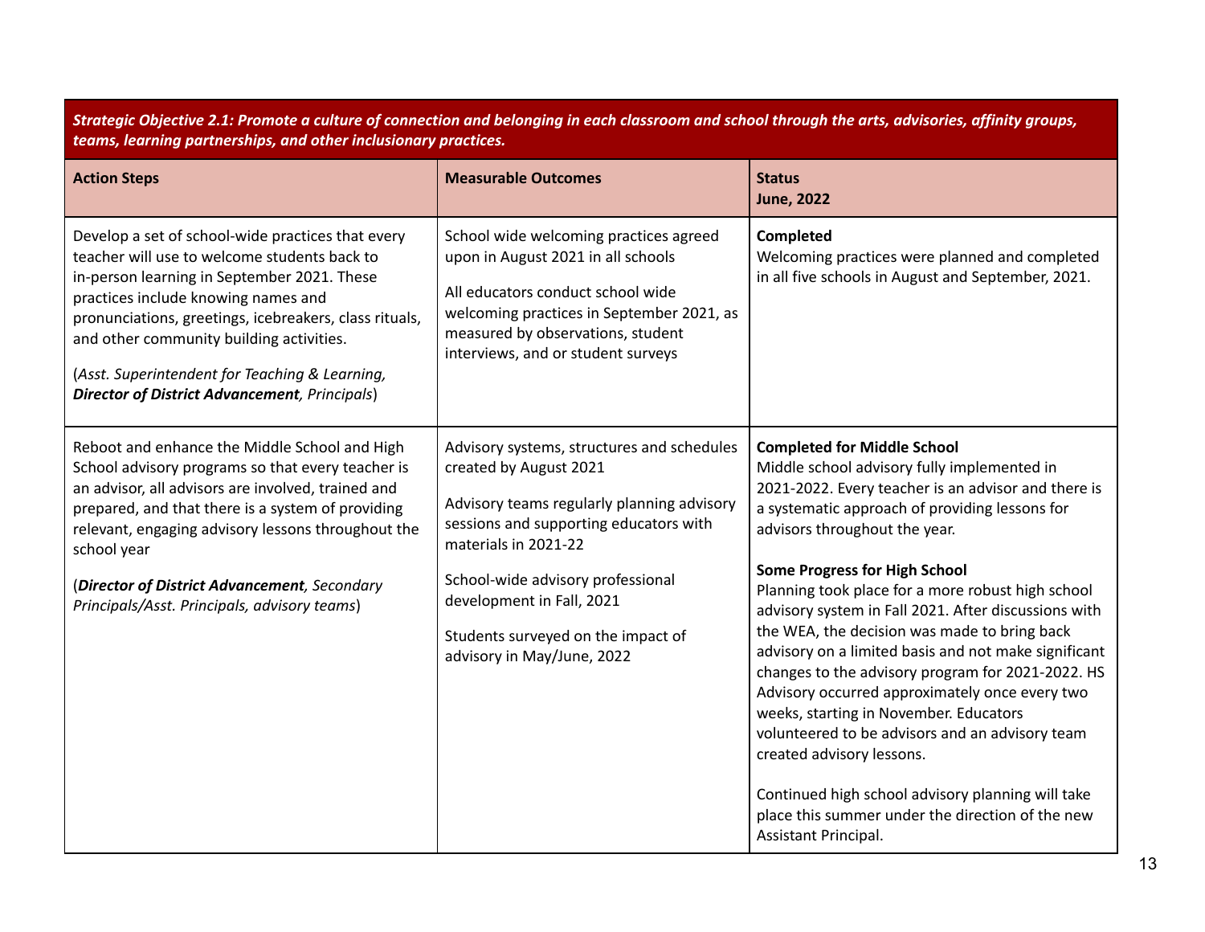| ***Strategic Objective 2.1: Promote a culture of connection and belonging in each classroom and school through the arts, advisories, affinity groups, teams, learning partnerships, and other inclusionary practices.*** | | |
|---|---|---|
| **Action Steps** | **Measurable Outcomes** | **Status**<br>**June, 2022** |
| Develop a set of school-wide practices that every teacher will use to welcome students back to in-person learning in September 2021. These practices include knowing names and pronunciations, greetings, icebreakers, class rituals, and other community building activities.<br><br>(*Asst. Superintendent for Teaching & Learning, **Director of District Advancement**, Principals*) | School wide welcoming practices agreed upon in August 2021 in all schools<br><br>All educators conduct school wide welcoming practices in September 2021, as measured by observations, student interviews, and or student surveys | **Completed**<br>Welcoming practices were planned and completed in all five schools in August and September, 2021. |
| Reboot and enhance the Middle School and High School advisory programs so that every teacher is an advisor, all advisors are involved, trained and prepared, and that there is a system of providing relevant, engaging advisory lessons throughout the school year<br><br>(***Director of District Advancement**, Secondary Principals/Asst. Principals, advisory teams*) | Advisory systems, structures and schedules created by August 2021<br><br>Advisory teams regularly planning advisory sessions and supporting educators with materials in 2021-22<br><br>School-wide advisory professional development in Fall, 2021<br><br>Students surveyed on the impact of advisory in May/June, 2022 | **Completed for Middle School**<br>Middle school advisory fully implemented in 2021-2022. Every teacher is an advisor and there is a systematic approach of providing lessons for advisors throughout the year.<br><br>**Some Progress for High School**<br>Planning took place for a more robust high school advisory system in Fall 2021. After discussions with the WEA, the decision was made to bring back advisory on a limited basis and not make significant changes to the advisory program for 2021-2022. HS Advisory occurred approximately once every two weeks, starting in November. Educators volunteered to be advisors and an advisory team created advisory lessons.<br><br>Continued high school advisory planning will take place this summer under the direction of the new Assistant Principal. |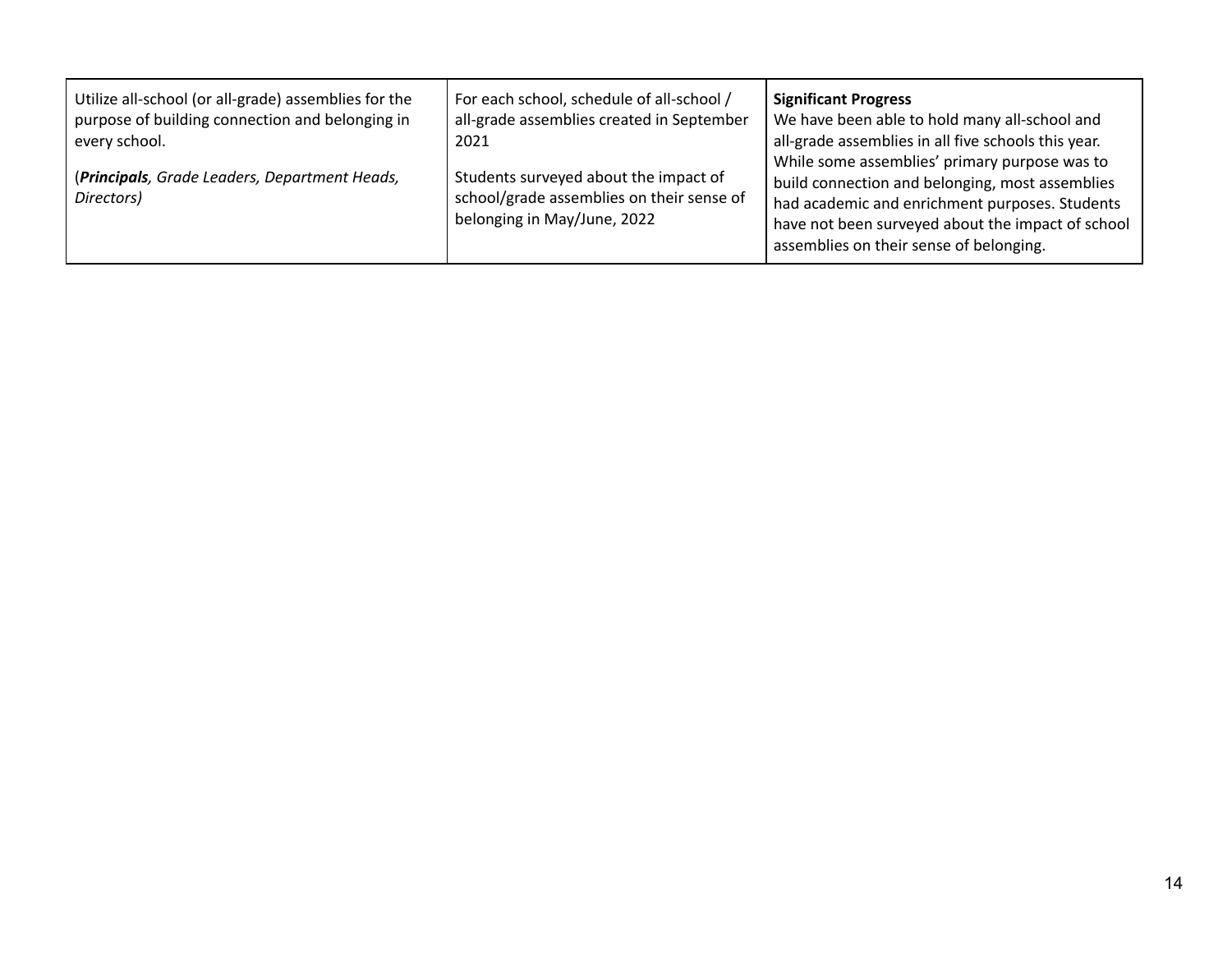| | | |
|---|---|---|
| Utilize all-school (or all-grade) assemblies for the purpose of building connection and belonging in every school.<br><br>(***Principals***, *Grade Leaders, Department Heads, Directors)* | For each school, schedule of all-school / all-grade assemblies created in September 2021<br><br>Students surveyed about the impact of school/grade assemblies on their sense of belonging in May/June, 2022 | **Significant Progress**<br>We have been able to hold many all-school and all-grade assemblies in all five schools this year. While some assemblies' primary purpose was to build connection and belonging, most assemblies had academic and enrichment purposes. Students have not been surveyed about the impact of school assemblies on their sense of belonging. |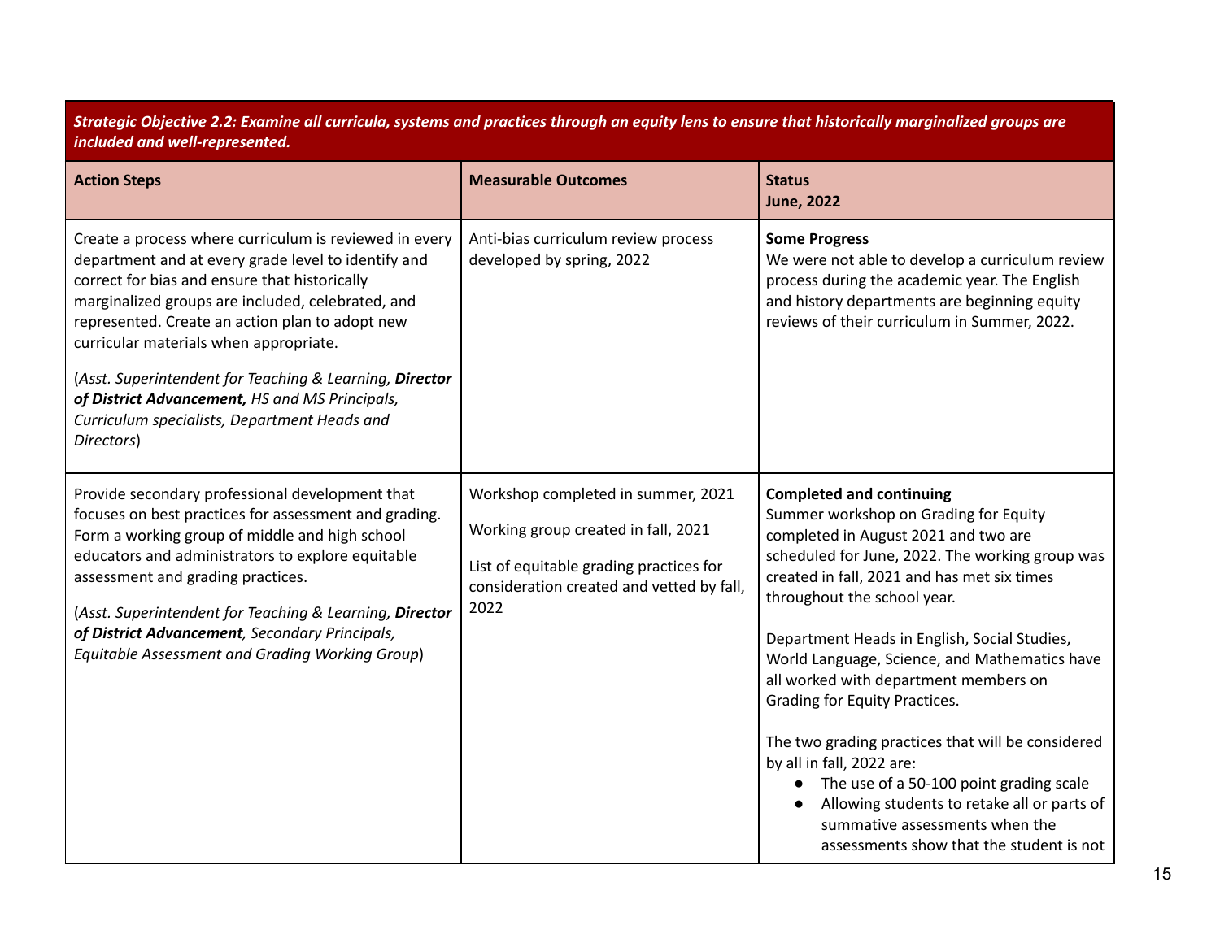| ***Strategic Objective 2.2: Examine all curricula, systems and practices through an equity lens to ensure that historically marginalized groups are included and well-represented.*** | | |
|---|---|---|
| **Action Steps** | **Measurable Outcomes** | **Status**<br>**June, 2022** |
| Create a process where curriculum is reviewed in every department and at every grade level to identify and correct for bias and ensure that historically marginalized groups are included, celebrated, and represented. Create an action plan to adopt new curricular materials when appropriate.<br><br>(*Asst. Superintendent for Teaching & Learning, **Director of District Advancement,** HS and MS Principals, Curriculum specialists, Department Heads and Directors*) | Anti-bias curriculum review process developed by spring, 2022 | **Some Progress**<br>We were not able to develop a curriculum review process during the academic year. The English and history departments are beginning equity reviews of their curriculum in Summer, 2022. |
| Provide secondary professional development that focuses on best practices for assessment and grading. Form a working group of middle and high school educators and administrators to explore equitable assessment and grading practices.<br><br>(*Asst. Superintendent for Teaching & Learning, **Director of District Advancement**, Secondary Principals, Equitable Assessment and Grading Working Group*) | Workshop completed in summer, 2021<br><br>Working group created in fall, 2021<br><br>List of equitable grading practices for consideration created and vetted by fall, 2022 | **Completed and continuing**<br>Summer workshop on Grading for Equity completed in August 2021 and two are scheduled for June, 2022. The working group was created in fall, 2021 and has met six times throughout the school year.<br><br>Department Heads in English, Social Studies, World Language, Science, and Mathematics have all worked with department members on Grading for Equity Practices.<br><br>The two grading practices that will be considered by all in fall, 2022 are:<br>● The use of a 50-100 point grading scale<br>● Allowing students to retake all or parts of summative assessments when the assessments show that the student is not |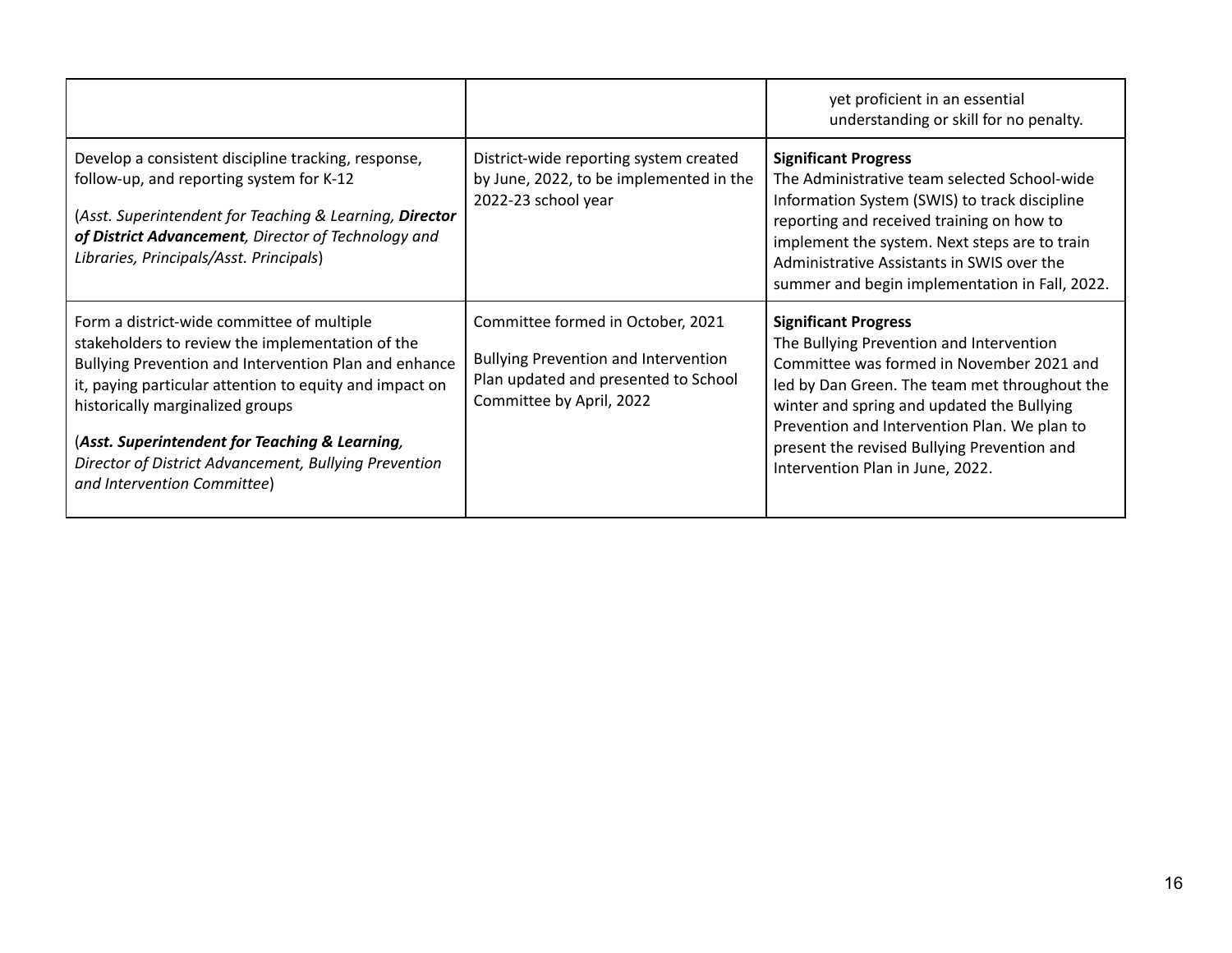| | | |
|---|---|---|
| | | yet proficient in an essential understanding or skill for no penalty. |
| Develop a consistent discipline tracking, response, follow-up, and reporting system for K-12<br><br>(*Asst. Superintendent for Teaching & Learning, **Director of District Advancement**, Director of Technology and Libraries, Principals/Asst. Principals*) | District-wide reporting system created by June, 2022, to be implemented in the 2022-23 school year | **Significant Progress**<br>The Administrative team selected School-wide Information System (SWIS) to track discipline reporting and received training on how to implement the system. Next steps are to train Administrative Assistants in SWIS over the summer and begin implementation in Fall, 2022. |
| Form a district-wide committee of multiple stakeholders to review the implementation of the Bullying Prevention and Intervention Plan and enhance it, paying particular attention to equity and impact on historically marginalized groups<br><br>(***Asst. Superintendent for Teaching & Learning**, Director of District Advancement, Bullying Prevention and Intervention Committee*) | Committee formed in October, 2021<br><br>Bullying Prevention and Intervention Plan updated and presented to School Committee by April, 2022 | **Significant Progress**<br>The Bullying Prevention and Intervention Committee was formed in November 2021 and led by Dan Green. The team met throughout the winter and spring and updated the Bullying Prevention and Intervention Plan. We plan to present the revised Bullying Prevention and Intervention Plan in June, 2022. |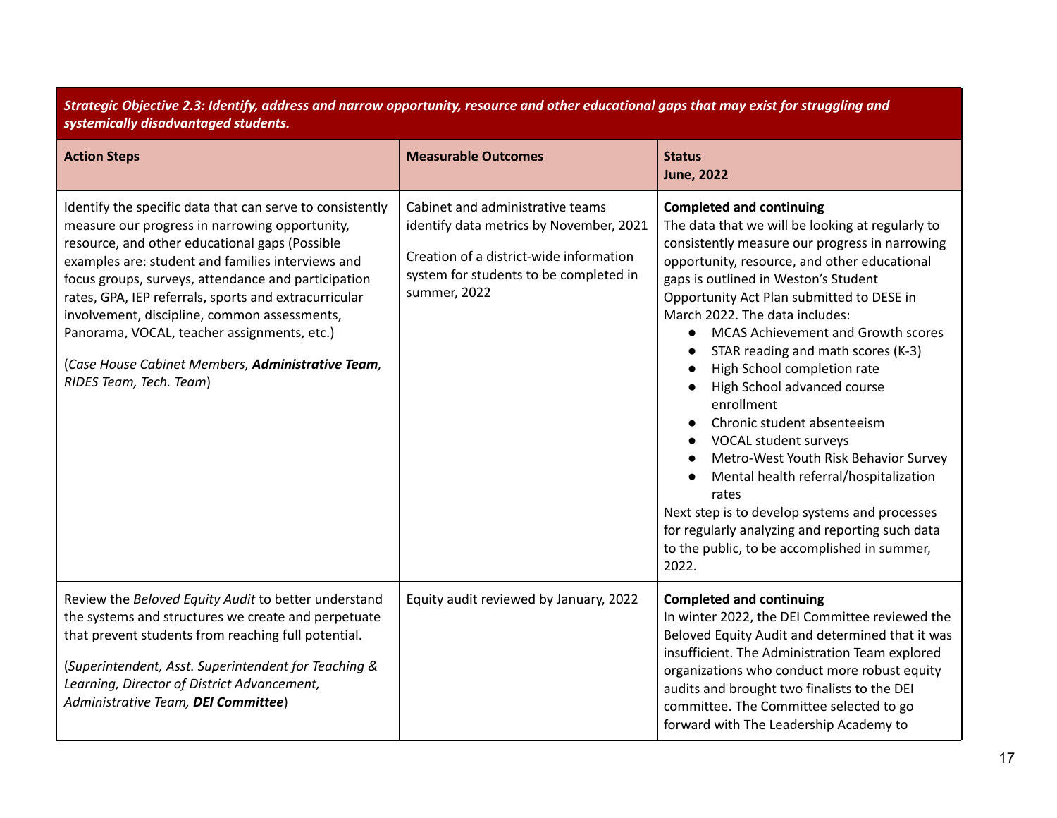| ***Strategic Objective 2.3: Identify, address and narrow opportunity, resource and other educational gaps that may exist for struggling and systemically disadvantaged students.*** | | |
|---|---|---|
| **Action Steps** | **Measurable Outcomes** | **Status**<br>**June, 2022** |
| Identify the specific data that can serve to consistently measure our progress in narrowing opportunity, resource, and other educational gaps (Possible examples are: student and families interviews and focus groups, surveys, attendance and participation rates, GPA, IEP referrals, sports and extracurricular involvement, discipline, common assessments, Panorama, VOCAL, teacher assignments, etc.)<br><br>(*Case House Cabinet Members, **Administrative Team**, RIDES Team, Tech. Team*) | Cabinet and administrative teams identify data metrics by November, 2021<br><br>Creation of a district-wide information system for students to be completed in summer, 2022 | **Completed and continuing**<br>The data that we will be looking at regularly to consistently measure our progress in narrowing opportunity, resource, and other educational gaps is outlined in Weston's Student Opportunity Act Plan submitted to DESE in March 2022. The data includes:<br>● MCAS Achievement and Growth scores<br>● STAR reading and math scores (K-3)<br>● High School completion rate<br>● High School advanced course enrollment<br>● Chronic student absenteeism<br>● VOCAL student surveys<br>● Metro-West Youth Risk Behavior Survey<br>● Mental health referral/hospitalization rates<br>Next step is to develop systems and processes for regularly analyzing and reporting such data to the public, to be accomplished in summer, 2022. |
| Review the *Beloved Equity Audit* to better understand the systems and structures we create and perpetuate that prevent students from reaching full potential.<br><br>(*Superintendent, Asst. Superintendent for Teaching & Learning, Director of District Advancement, Administrative Team, **DEI Committee***) | Equity audit reviewed by January, 2022 | **Completed and continuing**<br>In winter 2022, the DEI Committee reviewed the Beloved Equity Audit and determined that it was insufficient. The Administration Team explored organizations who conduct more robust equity audits and brought two finalists to the DEI committee. The Committee selected to go forward with The Leadership Academy to |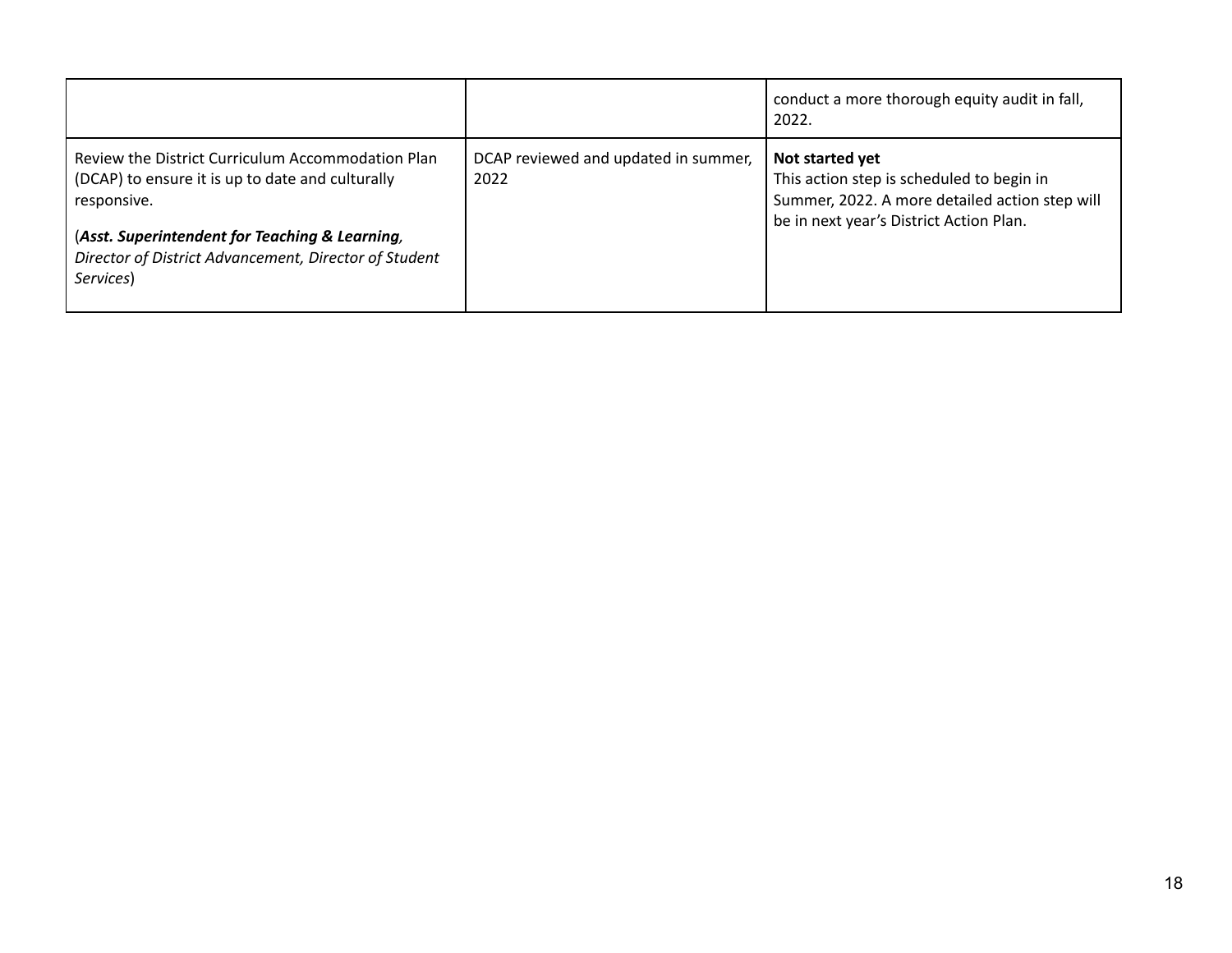| | | |
|---|---|---|
| | | conduct a more thorough equity audit in fall, 2022. |
| Review the District Curriculum Accommodation Plan (DCAP) to ensure it is up to date and culturally responsive.<br><br>(***Asst. Superintendent for Teaching & Learning***, *Director of District Advancement, Director of Student Services*) | DCAP reviewed and updated in summer, 2022 | **Not started yet**<br>This action step is scheduled to begin in Summer, 2022. A more detailed action step will be in next year's District Action Plan. |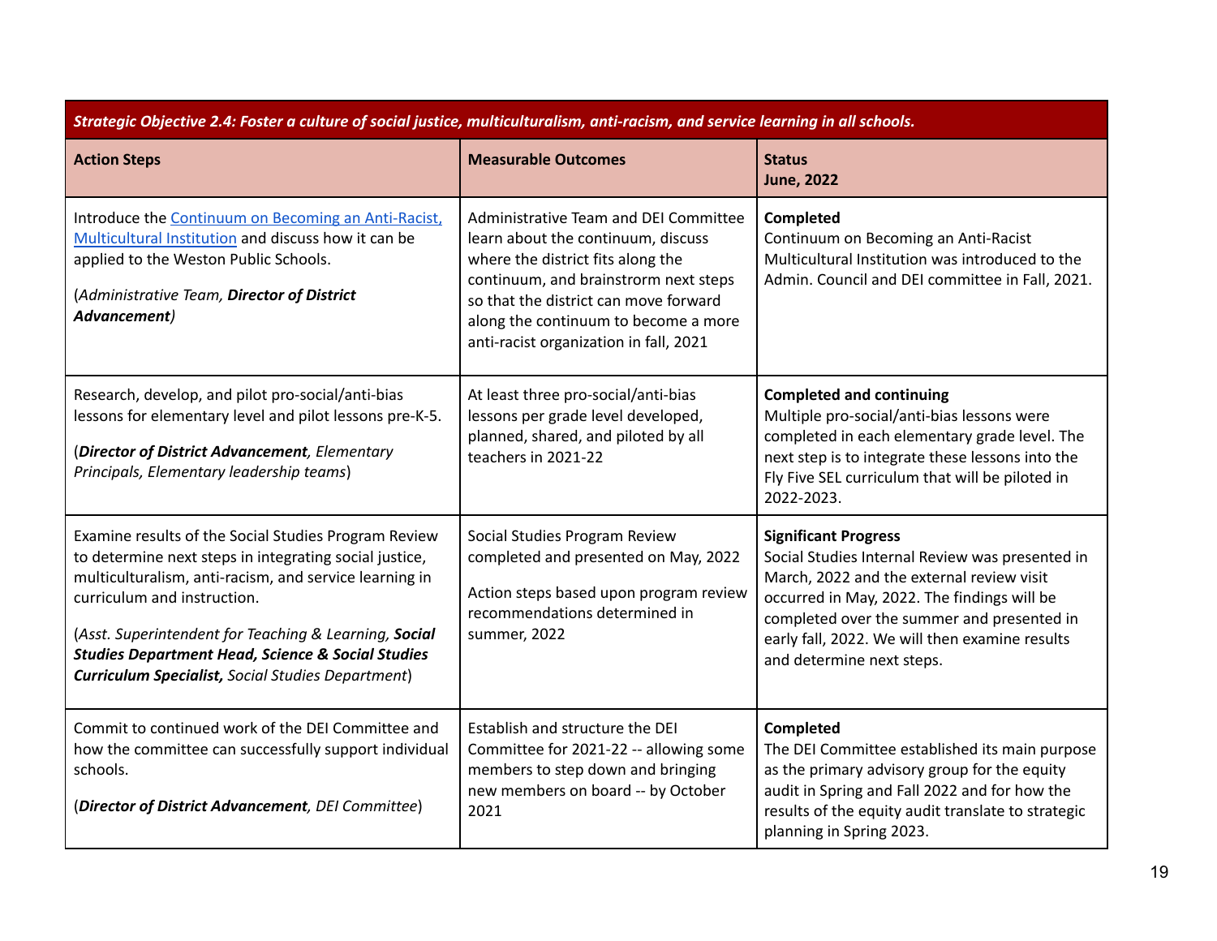| *Strategic Objective 2.4: Foster a culture of social justice, multiculturalism, anti-racism, and service learning in all schools.* | | |
|---|---|---|
| **Action Steps** | **Measurable Outcomes** | **Status**<br>**June, 2022** |
| Introduce the [Continuum on Becoming an Anti-Racist, Multicultural Institution]() and discuss how it can be applied to the Weston Public Schools.<br><br>(*Administrative Team, **Director of District Advancement***) | Administrative Team and DEI Committee learn about the continuum, discuss where the district fits along the continuum, and brainstrorm next steps so that the district can move forward along the continuum to become a more anti-racist organization in fall, 2021 | **Completed**<br>Continuum on Becoming an Anti-Racist Multicultural Institution was introduced to the Admin. Council and DEI committee in Fall, 2021. |
| Research, develop, and pilot pro-social/anti-bias lessons for elementary level and pilot lessons pre-K-5.<br><br>(***Director of District Advancement**, Elementary Principals, Elementary leadership teams*) | At least three pro-social/anti-bias lessons per grade level developed, planned, shared, and piloted by all teachers in 2021-22 | **Completed and continuing**<br>Multiple pro-social/anti-bias lessons were completed in each elementary grade level. The next step is to integrate these lessons into the Fly Five SEL curriculum that will be piloted in 2022-2023. |
| Examine results of the Social Studies Program Review to determine next steps in integrating social justice, multiculturalism, anti-racism, and service learning in curriculum and instruction.<br><br>(*Asst. Superintendent for Teaching & Learning, **Social Studies Department Head, Science & Social Studies Curriculum Specialist,** Social Studies Department*) | Social Studies Program Review completed and presented on May, 2022<br><br>Action steps based upon program review recommendations determined in summer, 2022 | **Significant Progress**<br>Social Studies Internal Review was presented in March, 2022 and the external review visit occurred in May, 2022. The findings will be completed over the summer and presented in early fall, 2022. We will then examine results and determine next steps. |
| Commit to continued work of the DEI Committee and how the committee can successfully support individual schools.<br><br>(***Director of District Advancement**, DEI Committee*) | Establish and structure the DEI Committee for 2021-22 -- allowing some members to step down and bringing new members on board -- by October 2021 | **Completed**<br>The DEI Committee established its main purpose as the primary advisory group for the equity audit in Spring and Fall 2022 and for how the results of the equity audit translate to strategic planning in Spring 2023. |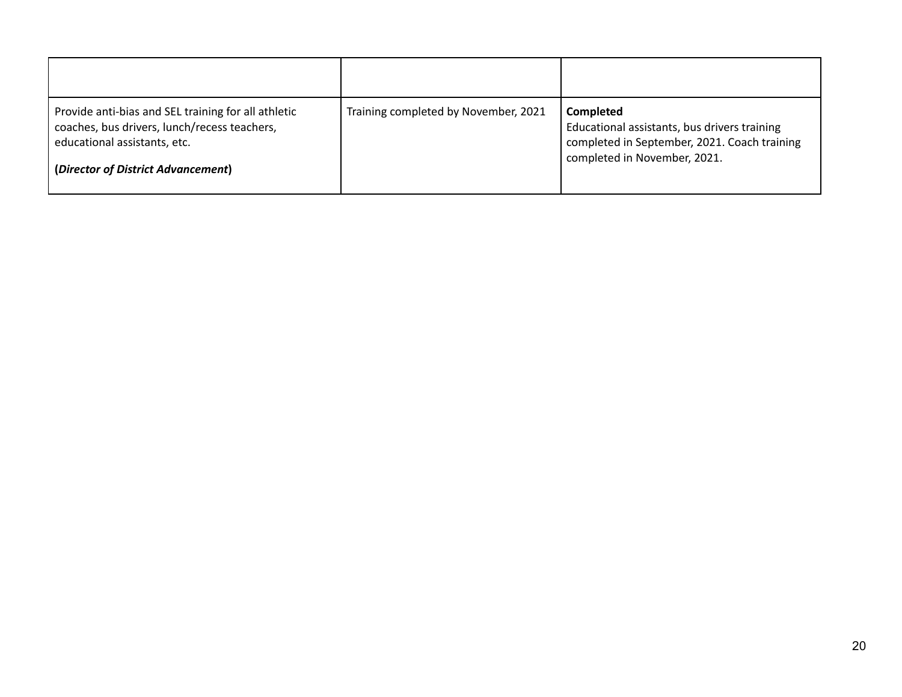| | | |
|---|---|---|
| Provide anti-bias and SEL training for all athletic coaches, bus drivers, lunch/recess teachers, educational assistants, etc.<br><br>**(*Director of District Advancement*)** | Training completed by November, 2021 | **Completed**<br>Educational assistants, bus drivers training completed in September, 2021. Coach training completed in November, 2021. |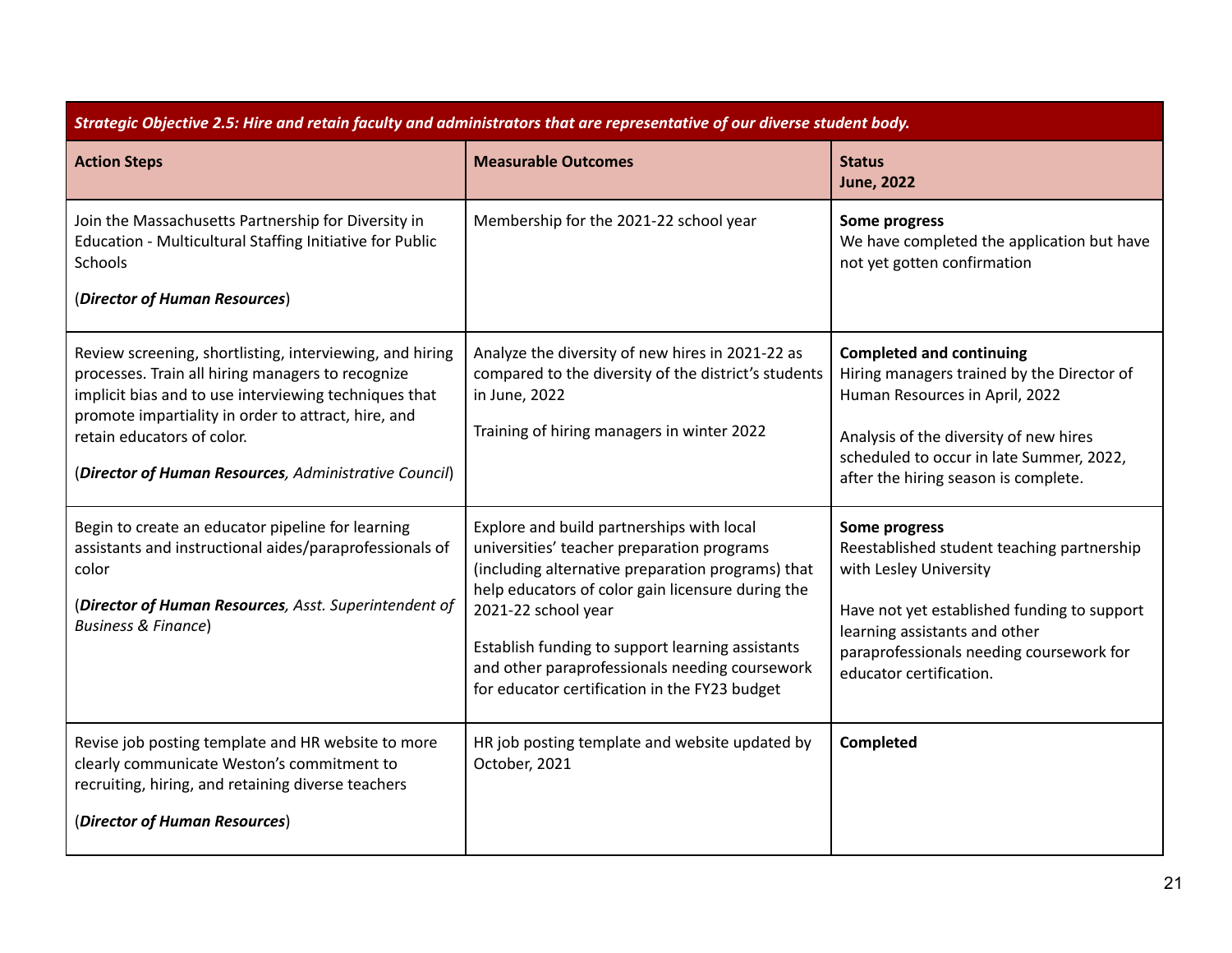| *Strategic Objective 2.5: Hire and retain faculty and administrators that are representative of our diverse student body.* | | |
|---|---|---|
| **Action Steps** | **Measurable Outcomes** | **Status**<br>**June, 2022** |
| Join the Massachusetts Partnership for Diversity in Education - Multicultural Staffing Initiative for Public Schools<br><br>(***Director of Human Resources***) | Membership for the 2021-22 school year | **Some progress**<br>We have completed the application but have not yet gotten confirmation |
| Review screening, shortlisting, interviewing, and hiring processes. Train all hiring managers to recognize implicit bias and to use interviewing techniques that promote impartiality in order to attract, hire, and retain educators of color.<br><br>(***Director of Human Resources**, Administrative Council*) | Analyze the diversity of new hires in 2021-22 as compared to the diversity of the district's students in June, 2022<br><br>Training of hiring managers in winter 2022 | **Completed and continuing**<br>Hiring managers trained by the Director of Human Resources in April, 2022<br><br>Analysis of the diversity of new hires scheduled to occur in late Summer, 2022, after the hiring season is complete. |
| Begin to create an educator pipeline for learning assistants and instructional aides/paraprofessionals of color<br><br>(***Director of Human Resources**, Asst. Superintendent of Business & Finance*) | Explore and build partnerships with local universities' teacher preparation programs (including alternative preparation programs) that help educators of color gain licensure during the 2021-22 school year<br><br>Establish funding to support learning assistants and other paraprofessionals needing coursework for educator certification in the FY23 budget | **Some progress**<br>Reestablished student teaching partnership with Lesley University<br><br>Have not yet established funding to support learning assistants and other paraprofessionals needing coursework for educator certification. |
| Revise job posting template and HR website to more clearly communicate Weston's commitment to recruiting, hiring, and retaining diverse teachers<br><br>(***Director of Human Resources***) | HR job posting template and website updated by October, 2021 | **Completed** |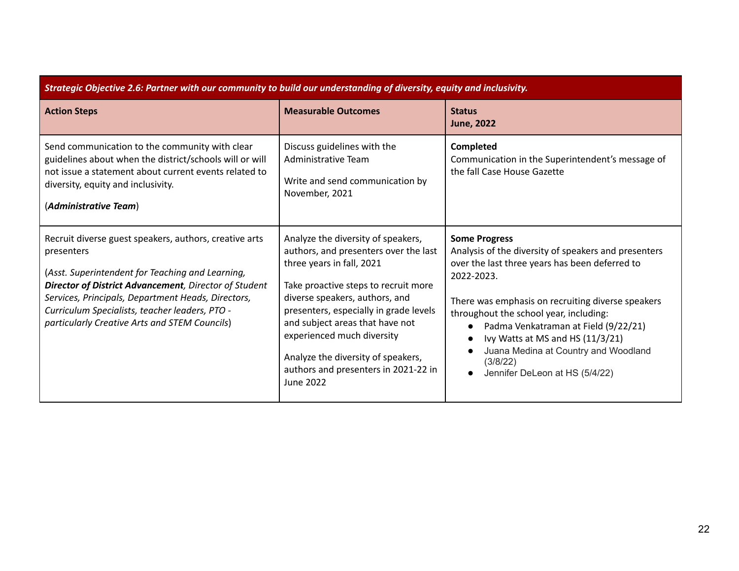| *Strategic Objective 2.6: Partner with our community to build our understanding of diversity, equity and inclusivity.* | | |
|---|---|---|
| **Action Steps** | **Measurable Outcomes** | **Status**<br>**June, 2022** |
| Send communication to the community with clear guidelines about when the district/schools will or will not issue a statement about current events related to diversity, equity and inclusivity.<br><br>(***Administrative Team***) | Discuss guidelines with the Administrative Team<br><br>Write and send communication by November, 2021 | **Completed**<br>Communication in the Superintendent's message of the fall Case House Gazette |
| Recruit diverse guest speakers, authors, creative arts presenters<br><br>(*Asst. Superintendent for Teaching and Learning,* ***Director of District Advancement****, Director of Student Services, Principals, Department Heads, Directors, Curriculum Specialists, teacher leaders, PTO - particularly Creative Arts and STEM Councils*) | Analyze the diversity of speakers, authors, and presenters over the last three years in fall, 2021<br><br>Take proactive steps to recruit more diverse speakers, authors, and presenters, especially in grade levels and subject areas that have not experienced much diversity<br><br>Analyze the diversity of speakers, authors and presenters in 2021-22 in June 2022 | **Some Progress**<br>Analysis of the diversity of speakers and presenters over the last three years has been deferred to 2022-2023.<br><br>There was emphasis on recruiting diverse speakers throughout the school year, including:<br>• Padma Venkatraman at Field (9/22/21)<br>• Ivy Watts at MS and HS (11/3/21)<br>• Juana Medina at Country and Woodland (3/8/22)<br>• Jennifer DeLeon at HS (5/4/22) |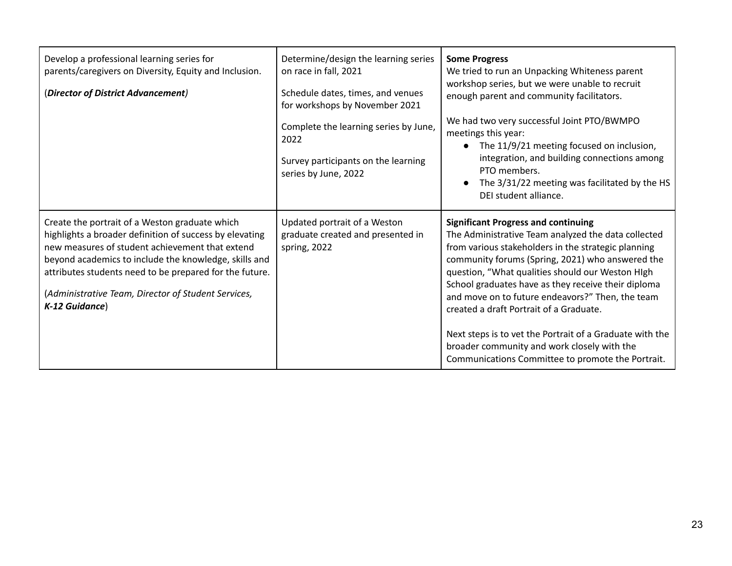| | | |
|---|---|---|
| Develop a professional learning series for parents/caregivers on Diversity, Equity and Inclusion.<br><br>(***Director of District Advancement***) | Determine/design the learning series on race in fall, 2021<br><br>Schedule dates, times, and venues for workshops by November 2021<br><br>Complete the learning series by June, 2022<br><br>Survey participants on the learning series by June, 2022 | **Some Progress**<br>We tried to run an Unpacking Whiteness parent workshop series, but we were unable to recruit enough parent and community facilitators.<br><br>We had two very successful Joint PTO/BWMPO meetings this year:<br>● The 11/9/21 meeting focused on inclusion, integration, and building connections among PTO members.<br>● The 3/31/22 meeting was facilitated by the HS DEI student alliance. |
| Create the portrait of a Weston graduate which highlights a broader definition of success by elevating new measures of student achievement that extend beyond academics to include the knowledge, skills and attributes students need to be prepared for the future.<br><br>(*Administrative Team, Director of Student Services,* ***K-12 Guidance***) | Updated portrait of a Weston graduate created and presented in spring, 2022 | **Significant Progress and continuing**<br>The Administrative Team analyzed the data collected from various stakeholders in the strategic planning community forums (Spring, 2021) who answered the question, "What qualities should our Weston HIgh School graduates have as they receive their diploma and move on to future endeavors?" Then, the team created a draft Portrait of a Graduate.<br><br>Next steps is to vet the Portrait of a Graduate with the broader community and work closely with the Communications Committee to promote the Portrait. |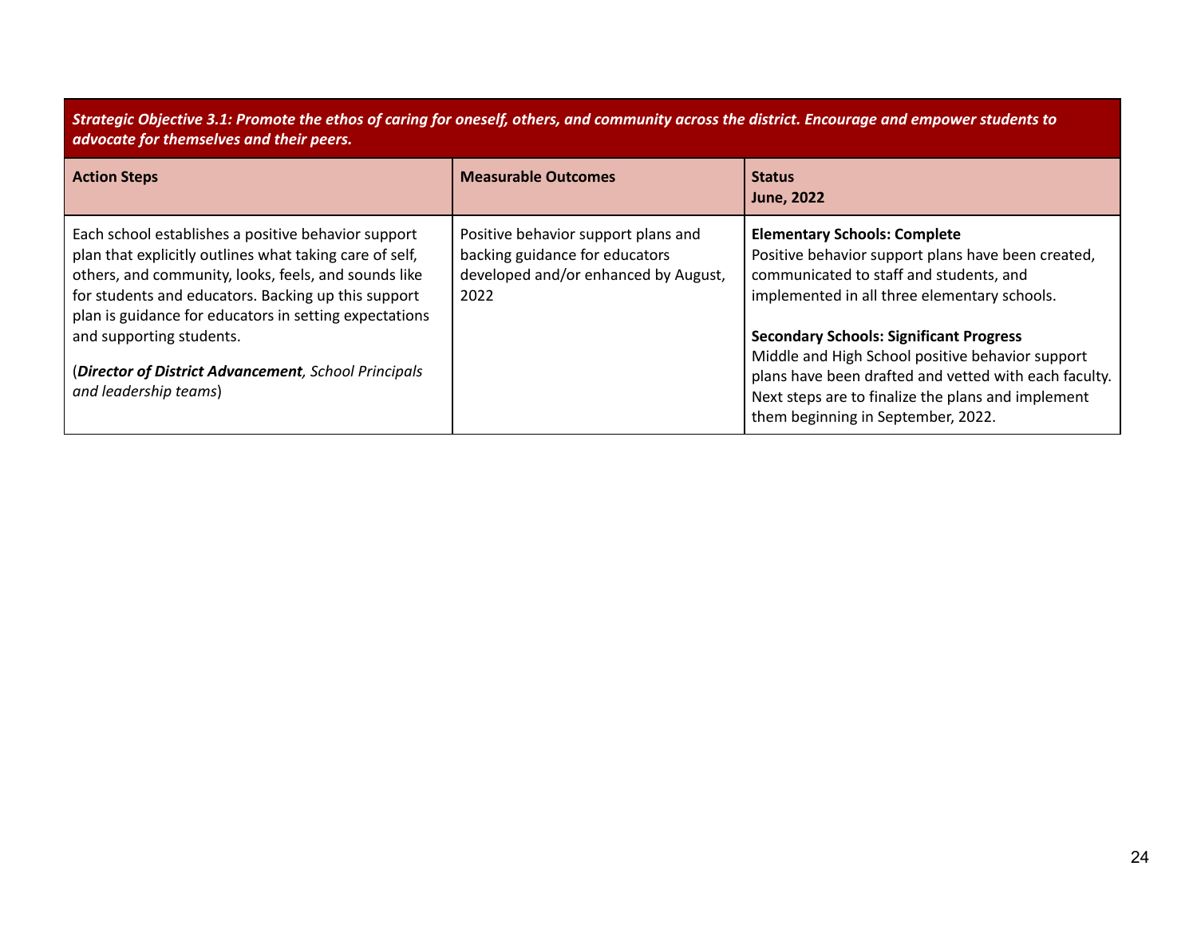| ***Strategic Objective 3.1: Promote the ethos of caring for oneself, others, and community across the district. Encourage and empower students to advocate for themselves and their peers.*** | | |
|---|---|---|
| **Action Steps** | **Measurable Outcomes** | **Status**<br>**June, 2022** |
| Each school establishes a positive behavior support plan that explicitly outlines what taking care of self, others, and community, looks, feels, and sounds like for students and educators. Backing up this support plan is guidance for educators in setting expectations and supporting students.<br><br>(***Director of District Advancement****, School Principals and leadership teams*) | Positive behavior support plans and backing guidance for educators developed and/or enhanced by August, 2022 | **Elementary Schools: Complete**<br>Positive behavior support plans have been created, communicated to staff and students, and implemented in all three elementary schools.<br><br>**Secondary Schools: Significant Progress**<br>Middle and High School positive behavior support plans have been drafted and vetted with each faculty. Next steps are to finalize the plans and implement them beginning in September, 2022. |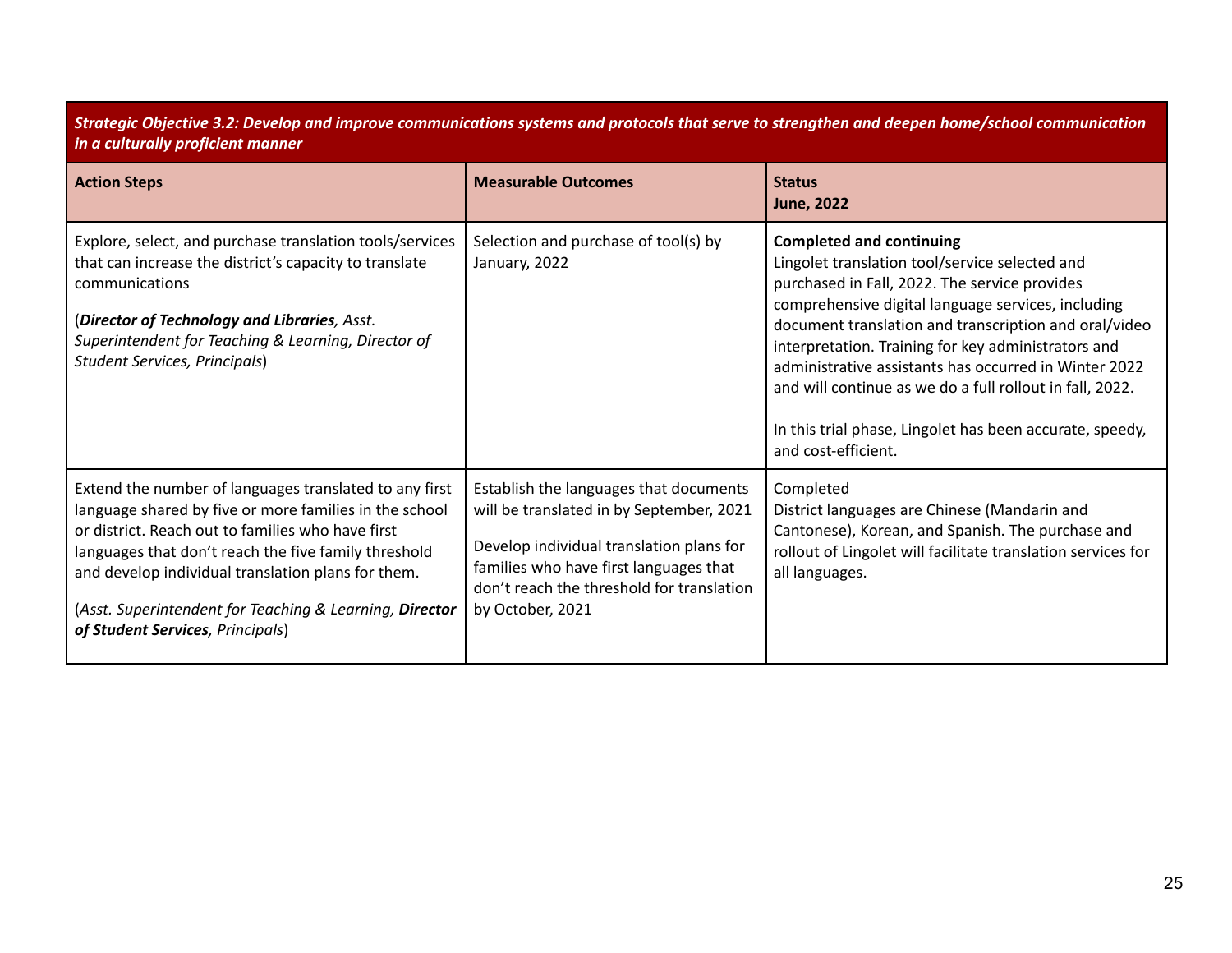| ***Strategic Objective 3.2: Develop and improve communications systems and protocols that serve to strengthen and deepen home/school communication in a culturally proficient manner*** | | |
|---|---|---|
| **Action Steps** | **Measurable Outcomes** | **Status**<br>**June, 2022** |
| Explore, select, and purchase translation tools/services that can increase the district's capacity to translate communications<br><br>(***Director of Technology and Libraries****, Asst. Superintendent for Teaching & Learning, Director of Student Services, Principals*) | Selection and purchase of tool(s) by January, 2022 | **Completed and continuing**<br>Lingolet translation tool/service selected and purchased in Fall, 2022. The service provides comprehensive digital language services, including document translation and transcription and oral/video interpretation. Training for key administrators and administrative assistants has occurred in Winter 2022 and will continue as we do a full rollout in fall, 2022.<br><br>In this trial phase, Lingolet has been accurate, speedy, and cost-efficient. |
| Extend the number of languages translated to any first language shared by five or more families in the school or district. Reach out to families who have first languages that don't reach the five family threshold and develop individual translation plans for them.<br><br>(*Asst. Superintendent for Teaching & Learning,* ***Director of Student Services****, Principals*) | Establish the languages that documents will be translated in by September, 2021<br><br>Develop individual translation plans for families who have first languages that don't reach the threshold for translation by October, 2021 | Completed<br>District languages are Chinese (Mandarin and Cantonese), Korean, and Spanish. The purchase and rollout of Lingolet will facilitate translation services for all languages. |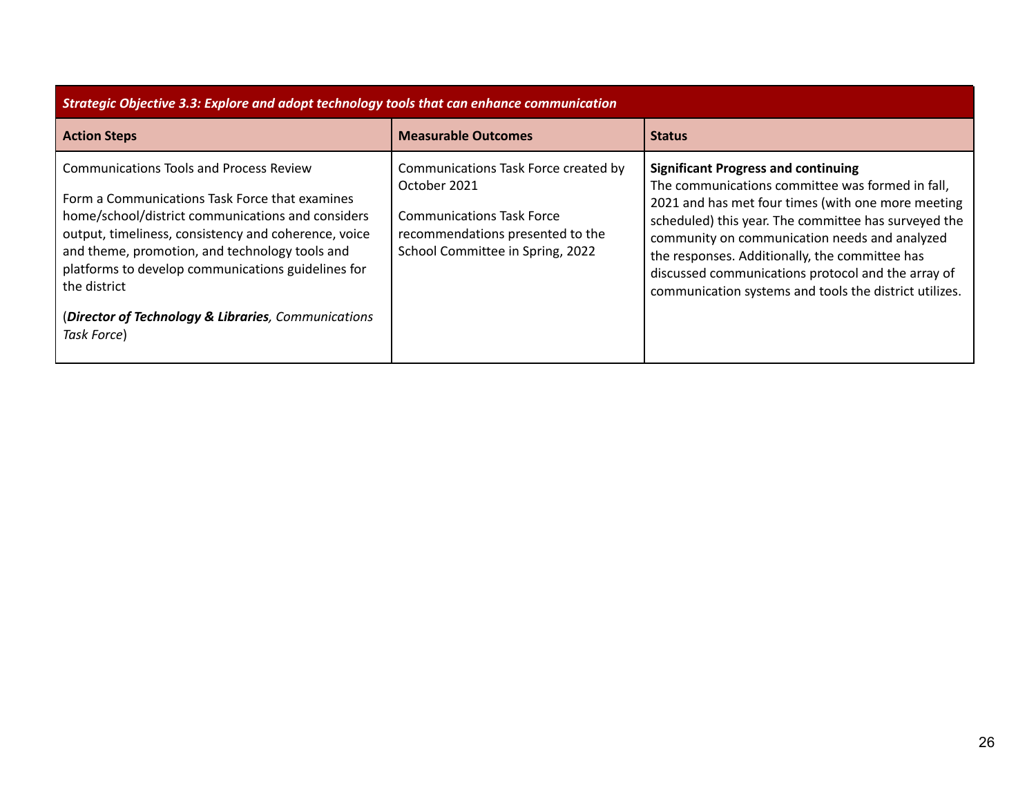| *Strategic Objective 3.3: Explore and adopt technology tools that can enhance communication* | | |
|---|---|---|
| **Action Steps** | **Measurable Outcomes** | **Status** |
| Communications Tools and Process Review<br><br>Form a Communications Task Force that examines home/school/district communications and considers output, timeliness, consistency and coherence, voice and theme, promotion, and technology tools and platforms to develop communications guidelines for the district<br><br>(***Director of Technology & Libraries**, Communications Task Force*) | Communications Task Force created by October 2021<br><br>Communications Task Force recommendations presented to the School Committee in Spring, 2022 | **Significant Progress and continuing**<br>The communications committee was formed in fall, 2021 and has met four times (with one more meeting scheduled) this year. The committee has surveyed the community on communication needs and analyzed the responses. Additionally, the committee has discussed communications protocol and the array of communication systems and tools the district utilizes. |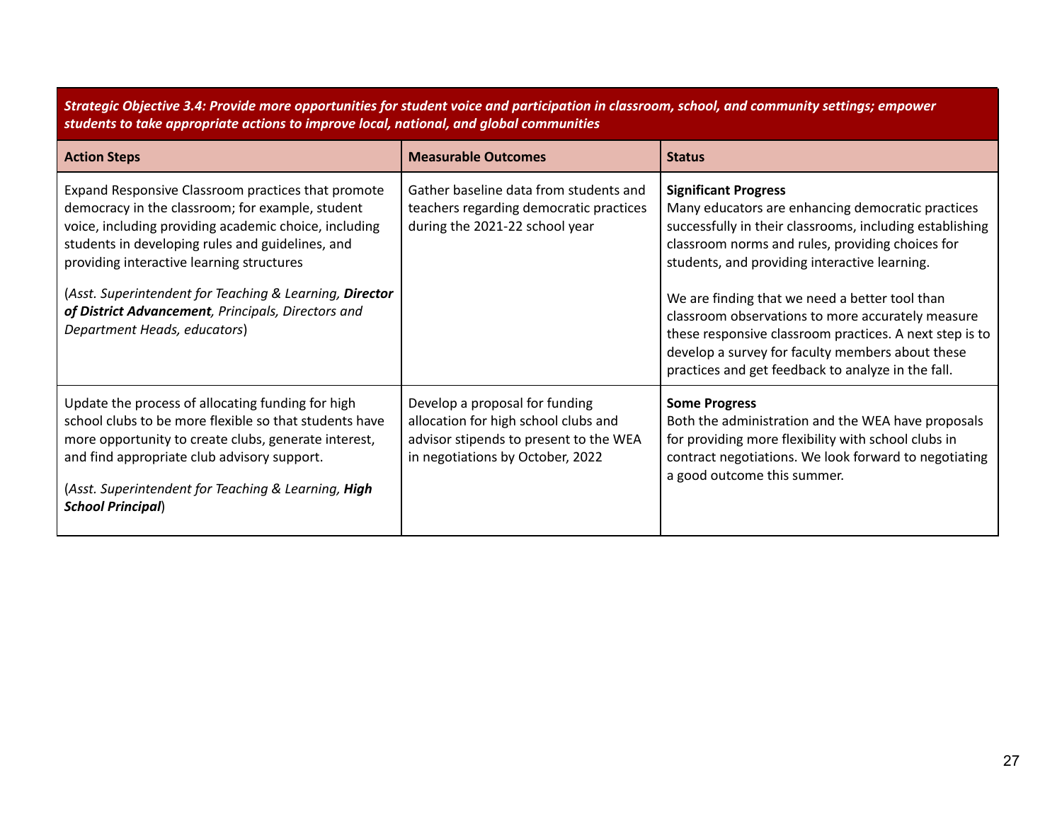| ***Strategic Objective 3.4: Provide more opportunities for student voice and participation in classroom, school, and community settings; empower students to take appropriate actions to improve local, national, and global communities*** | | |
|---|---|---|
| **Action Steps** | **Measurable Outcomes** | **Status** |
| Expand Responsive Classroom practices that promote democracy in the classroom; for example, student voice, including providing academic choice, including students in developing rules and guidelines, and providing interactive learning structures<br><br>(*Asst. Superintendent for Teaching & Learning, **Director of District Advancement**, Principals, Directors and Department Heads, educators*) | Gather baseline data from students and teachers regarding democratic practices during the 2021-22 school year | **Significant Progress**<br>Many educators are enhancing democratic practices successfully in their classrooms, including establishing classroom norms and rules, providing choices for students, and providing interactive learning.<br><br>We are finding that we need a better tool than classroom observations to more accurately measure these responsive classroom practices. A next step is to develop a survey for faculty members about these practices and get feedback to analyze in the fall. |
| Update the process of allocating funding for high school clubs to be more flexible so that students have more opportunity to create clubs, generate interest, and find appropriate club advisory support.<br><br>(*Asst. Superintendent for Teaching & Learning, **High School Principal***) | Develop a proposal for funding allocation for high school clubs and advisor stipends to present to the WEA in negotiations by October, 2022 | **Some Progress**<br>Both the administration and the WEA have proposals for providing more flexibility with school clubs in contract negotiations. We look forward to negotiating a good outcome this summer. |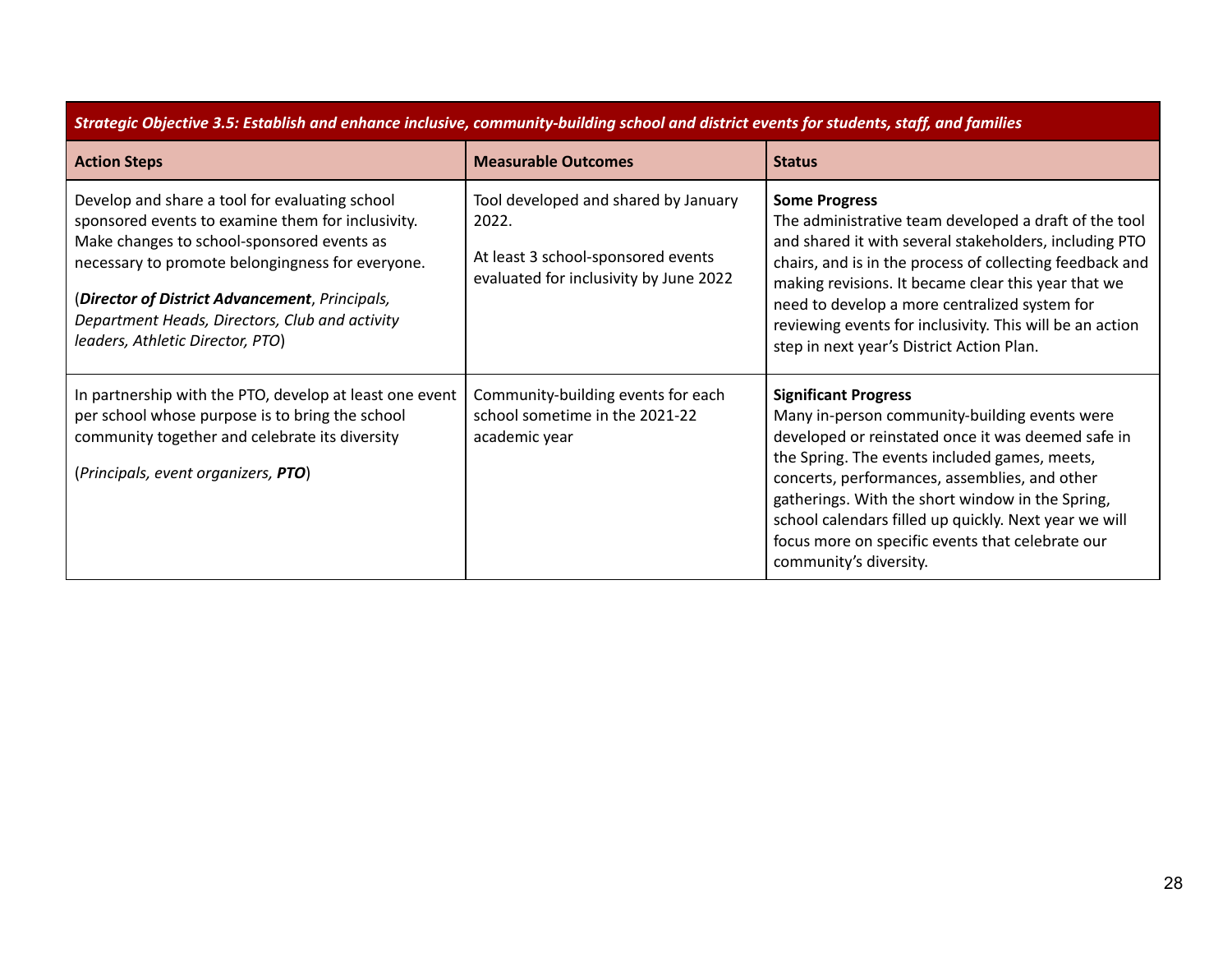| *Strategic Objective 3.5: Establish and enhance inclusive, community-building school and district events for students, staff, and families* | | |
|---|---|---|
| **Action Steps** | **Measurable Outcomes** | **Status** |
| Develop and share a tool for evaluating school sponsored events to examine them for inclusivity. Make changes to school-sponsored events as necessary to promote belongingness for everyone.<br><br>(***Director of District Advancement***, *Principals, Department Heads, Directors, Club and activity leaders, Athletic Director, PTO*) | Tool developed and shared by January 2022.<br><br>At least 3 school-sponsored events evaluated for inclusivity by June 2022 | **Some Progress**<br>The administrative team developed a draft of the tool and shared it with several stakeholders, including PTO chairs, and is in the process of collecting feedback and making revisions. It became clear this year that we need to develop a more centralized system for reviewing events for inclusivity. This will be an action step in next year's District Action Plan. |
| In partnership with the PTO, develop at least one event per school whose purpose is to bring the school community together and celebrate its diversity<br><br>(*Principals, event organizers, **PTO***) | Community-building events for each school sometime in the 2021-22 academic year | **Significant Progress**<br>Many in-person community-building events were developed or reinstated once it was deemed safe in the Spring. The events included games, meets, concerts, performances, assemblies, and other gatherings. With the short window in the Spring, school calendars filled up quickly. Next year we will focus more on specific events that celebrate our community's diversity. |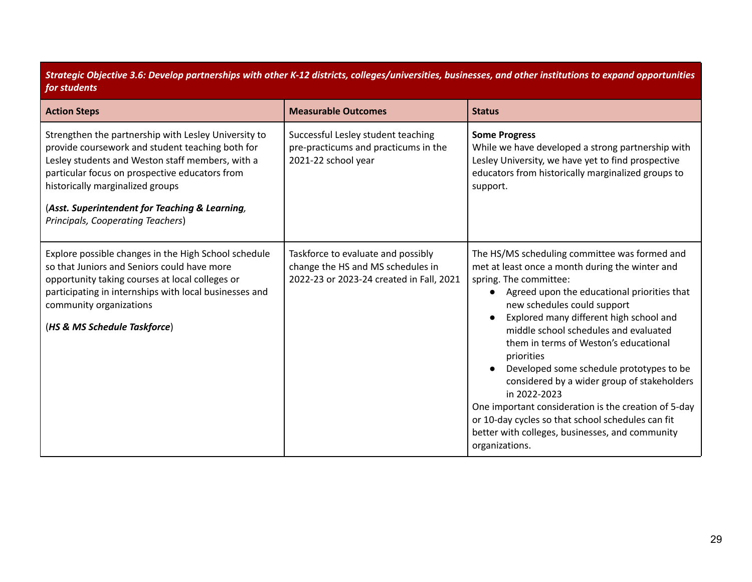| *Strategic Objective 3.6: Develop partnerships with other K-12 districts, colleges/universities, businesses, and other institutions to expand opportunities for students* | | |
|---|---|---|
| **Action Steps** | **Measurable Outcomes** | **Status** |
| Strengthen the partnership with Lesley University to provide coursework and student teaching both for Lesley students and Weston staff members, with a particular focus on prospective educators from historically marginalized groups<br><br>(***Asst. Superintendent for Teaching & Learning***, *Principals, Cooperating Teachers*) | Successful Lesley student teaching pre-practicums and practicums in the 2021-22 school year | **Some Progress**<br>While we have developed a strong partnership with Lesley University, we have yet to find prospective educators from historically marginalized groups to support. |
| Explore possible changes in the High School schedule so that Juniors and Seniors could have more opportunity taking courses at local colleges or participating in internships with local businesses and community organizations<br><br>(***HS & MS Schedule Taskforce***) | Taskforce to evaluate and possibly change the HS and MS schedules in 2022-23 or 2023-24 created in Fall, 2021 | The HS/MS scheduling committee was formed and met at least once a month during the winter and spring. The committee:<br>● Agreed upon the educational priorities that new schedules could support<br>● Explored many different high school and middle school schedules and evaluated them in terms of Weston's educational priorities<br>● Developed some schedule prototypes to be considered by a wider group of stakeholders in 2022-2023<br>One important consideration is the creation of 5-day or 10-day cycles so that school schedules can fit better with colleges, businesses, and community organizations. |